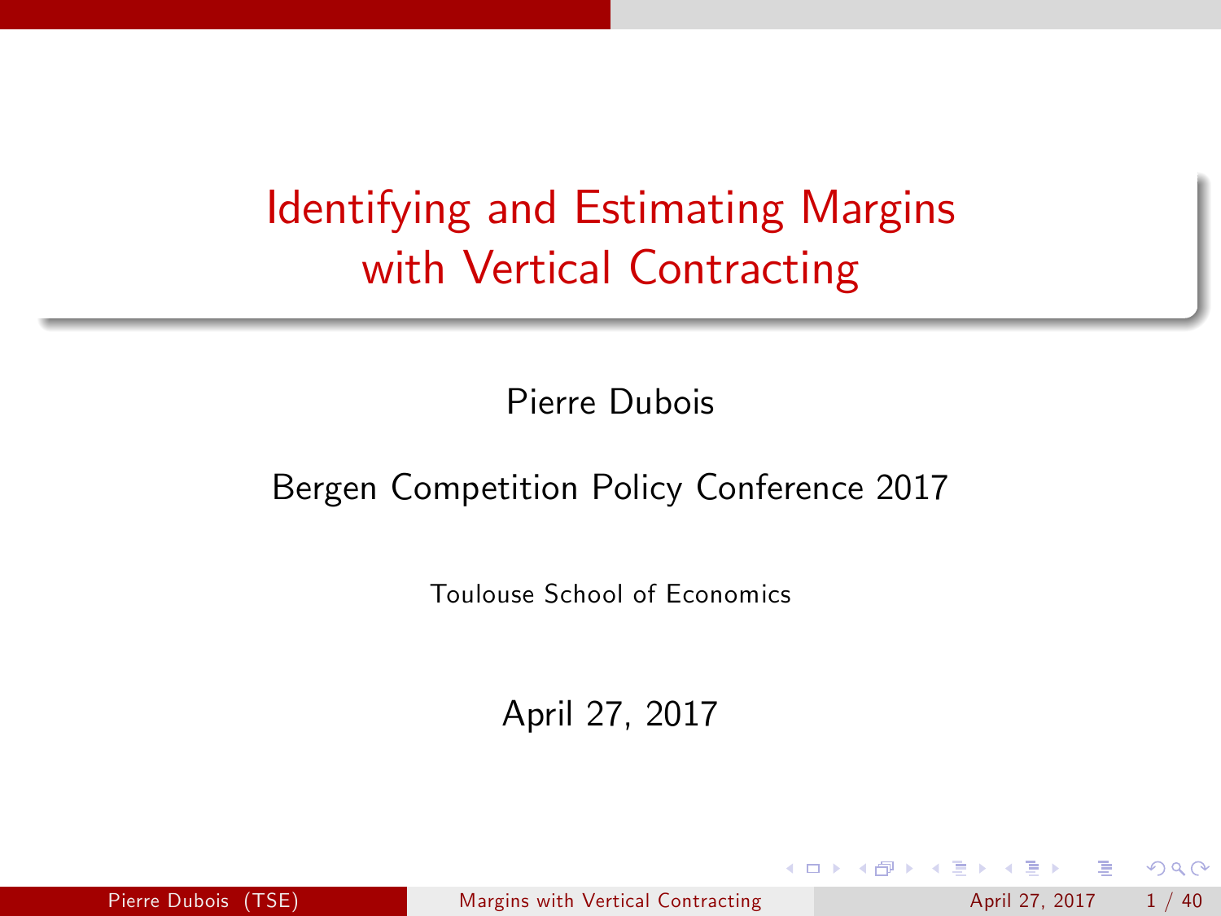# Identifying and Estimating Margins with Vertical Contracting

Pierre Dubois

Bergen Competition Policy Conference 2017

Toulouse School of Economics

April 27, 2017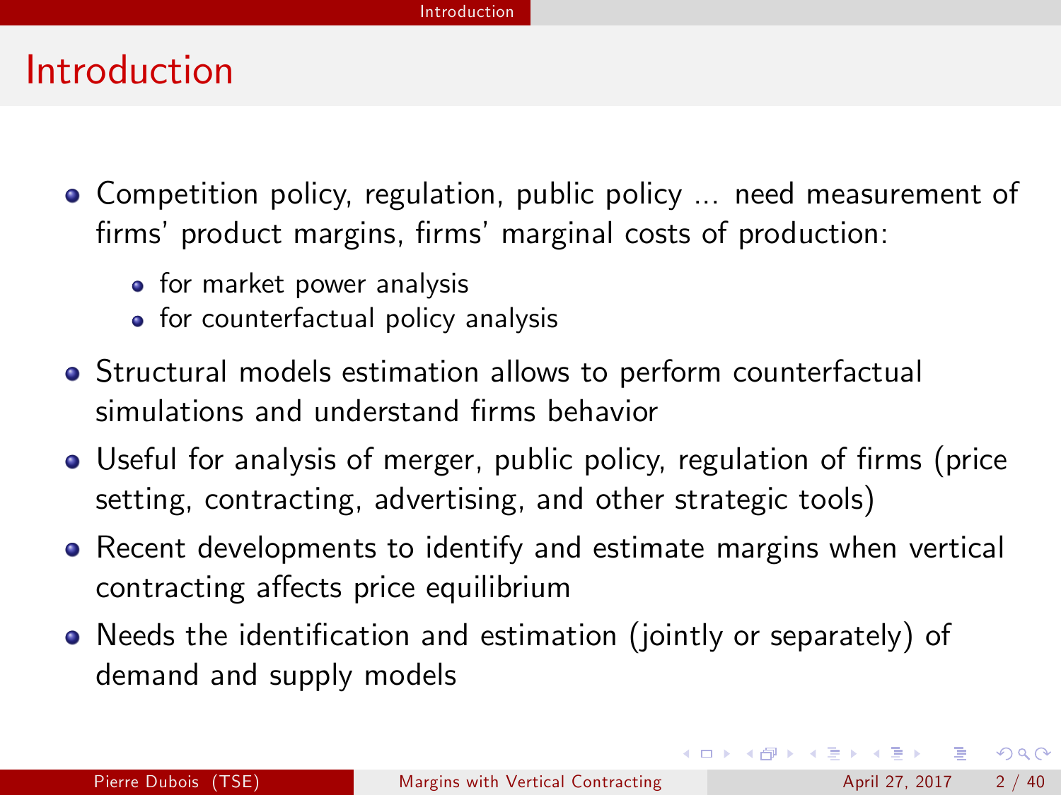# Introduction

- Competition policy, regulation, public policy ... need measurement of firms' product margins, firms' marginal costs of production:
  - for market power analysis
  - for counterfactual policy analysis
- Structural models estimation allows to perform counterfactual simulations and understand firms behavior
- Useful for analysis of merger, public policy, regulation of firms (price setting, contracting, advertising, and other strategic tools)
- Recent developments to identify and estimate margins when vertical contracting affects price equilibrium
- Needs the identification and estimation (jointly or separately) of demand and supply models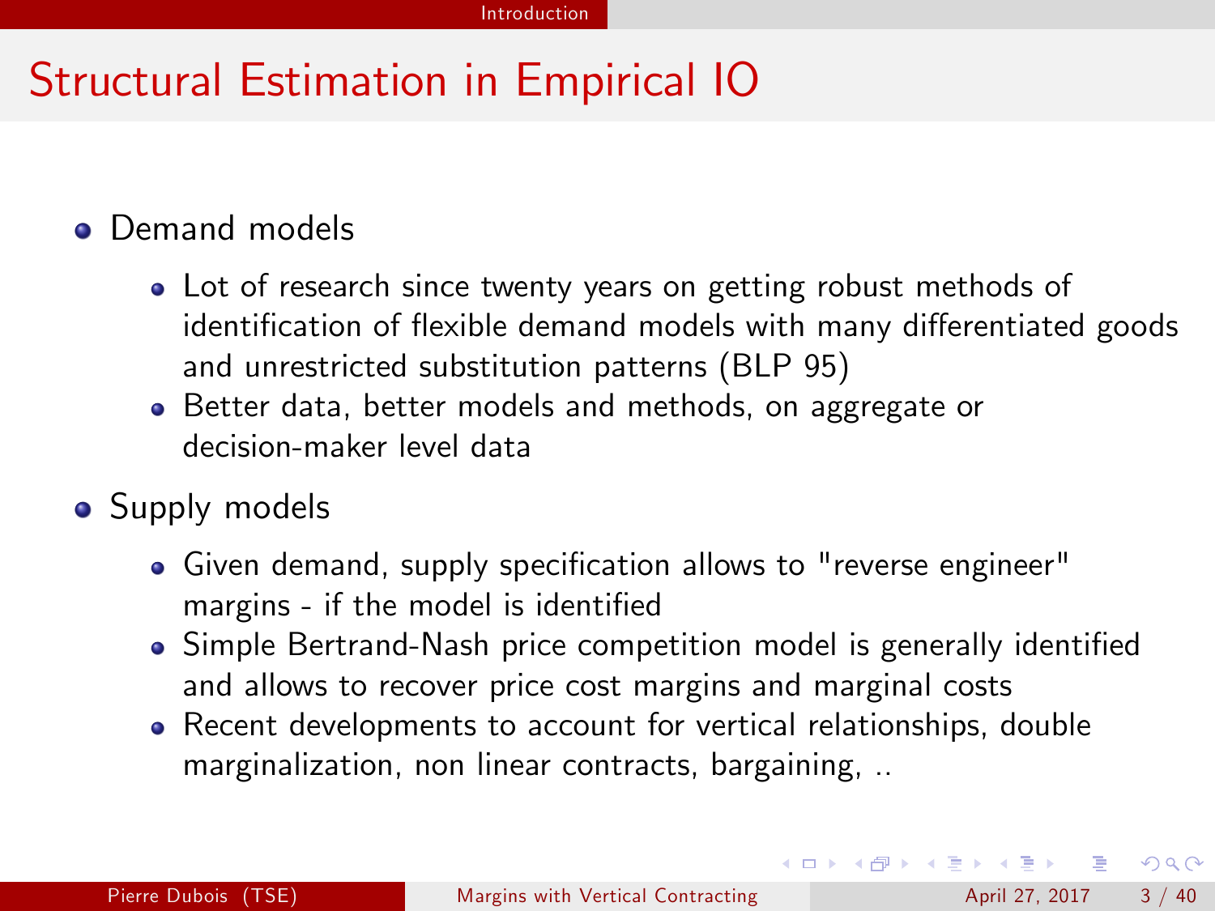# Structural Estimation in Empirical IO

- Demand models
  - Lot of research since twenty years on getting robust methods of identification of flexible demand models with many differentiated goods and unrestricted substitution patterns (BLP 95)
  - Better data, better models and methods, on aggregate or decision-maker level data
- Supply models
  - Given demand, supply specification allows to "reverse engineer" margins - if the model is identified
  - Simple Bertrand-Nash price competition model is generally identified and allows to recover price cost margins and marginal costs
  - Recent developments to account for vertical relationships, double marginalization, non linear contracts, bargaining, ..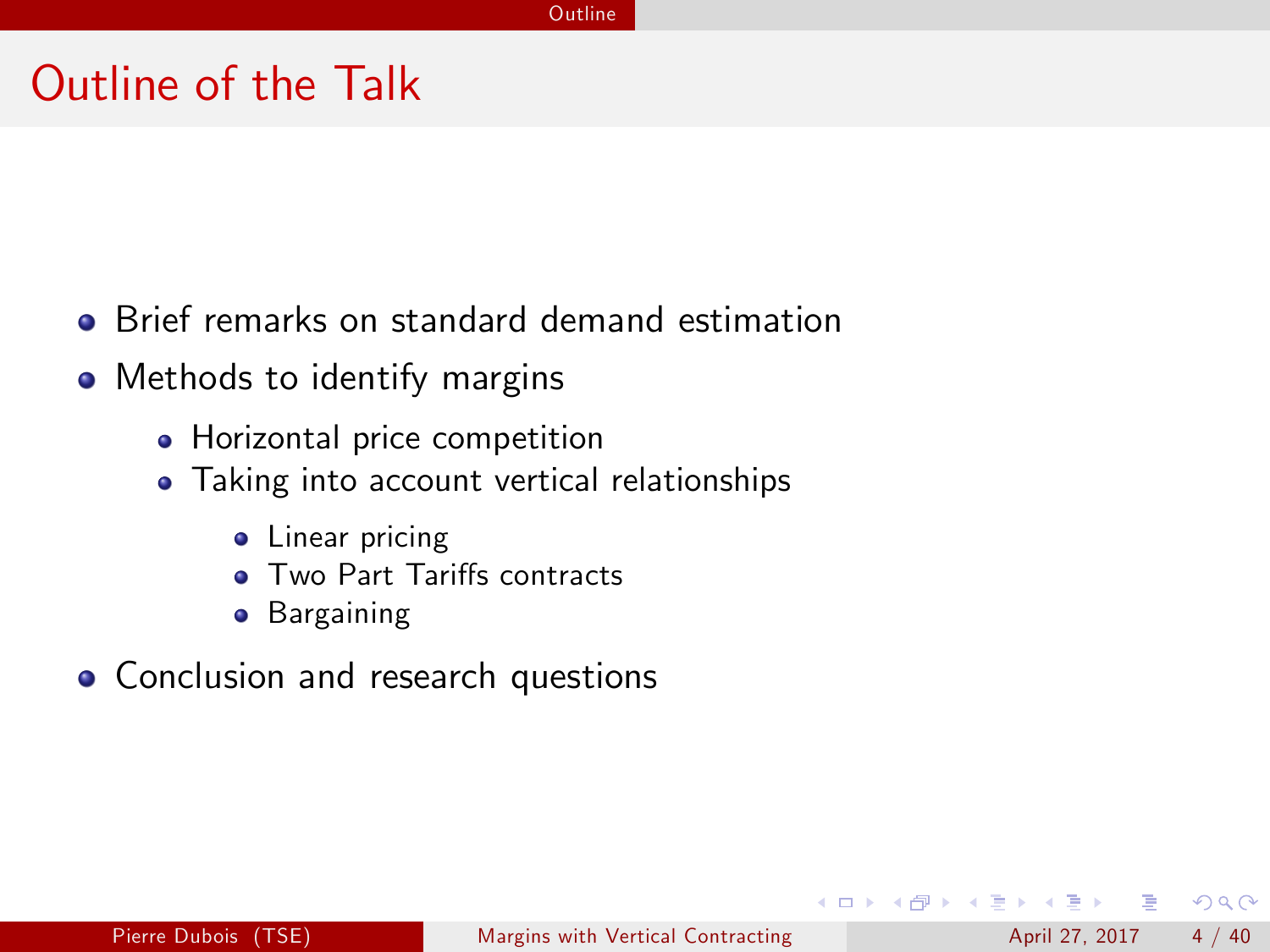# Outline of the Talk

- Brief remarks on standard demand estimation
- Methods to identify margins
  - Horizontal price competition
  - Taking into account vertical relationships
    - Linear pricing
    - Two Part Tariffs contracts
    - Bargaining
- Conclusion and research questions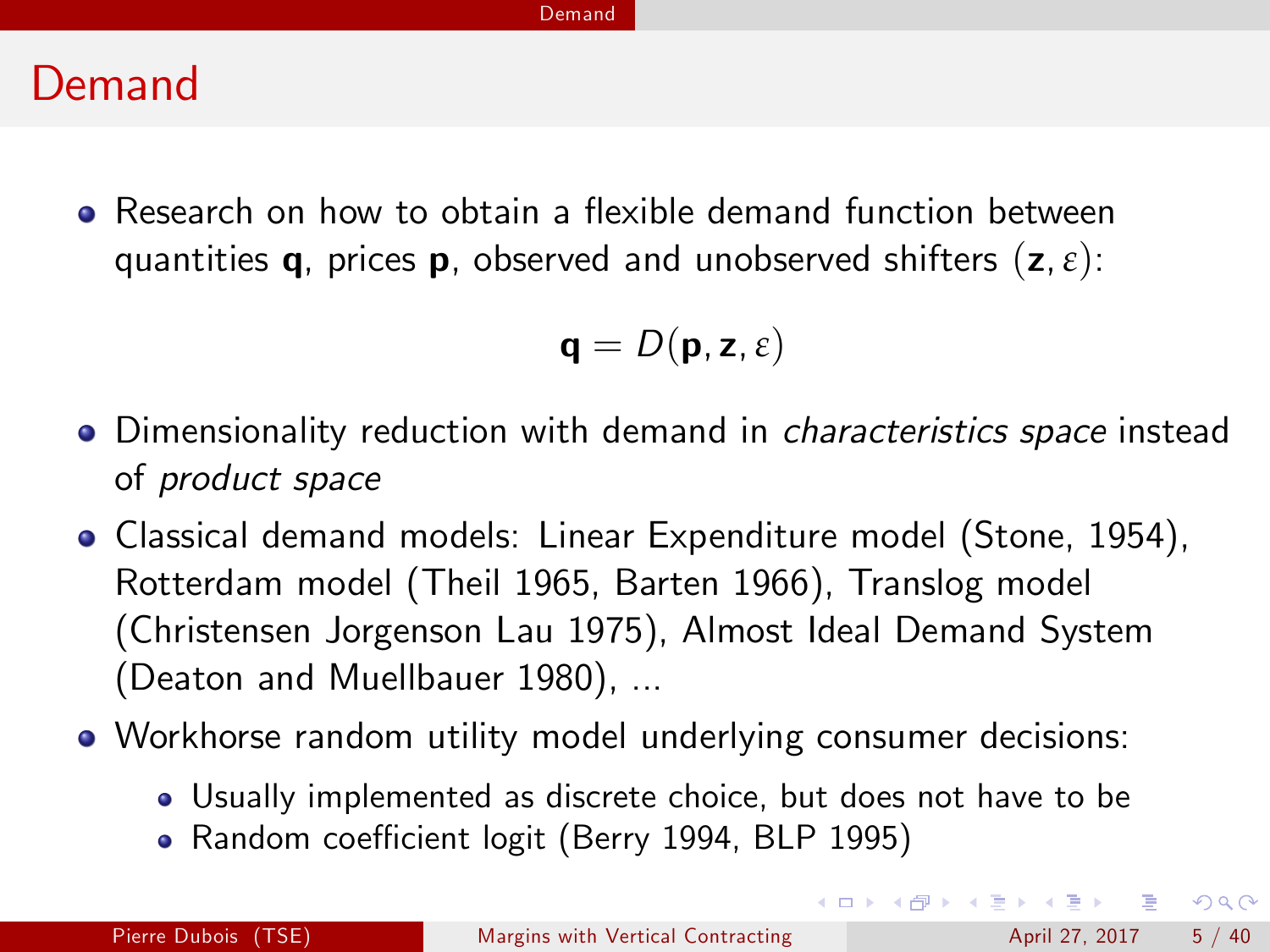# Demand

- Research on how to obtain a flexible demand function between quantities $\mathbf{q}$, prices $\mathbf{p}$, observed and unobserved shifters $(\mathbf{z}, \varepsilon)$:

$$\mathbf{q} = D(\mathbf{p}, \mathbf{z}, \varepsilon)$$

- Dimensionality reduction with demand in *characteristics space* instead of *product space*
- Classical demand models: Linear Expenditure model (Stone, 1954), Rotterdam model (Theil 1965, Barten 1966), Translog model (Christensen Jorgenson Lau 1975), Almost Ideal Demand System (Deaton and Muellbauer 1980), ...
- Workhorse random utility model underlying consumer decisions:
  - Usually implemented as discrete choice, but does not have to be
  - Random coefficient logit (Berry 1994, BLP 1995)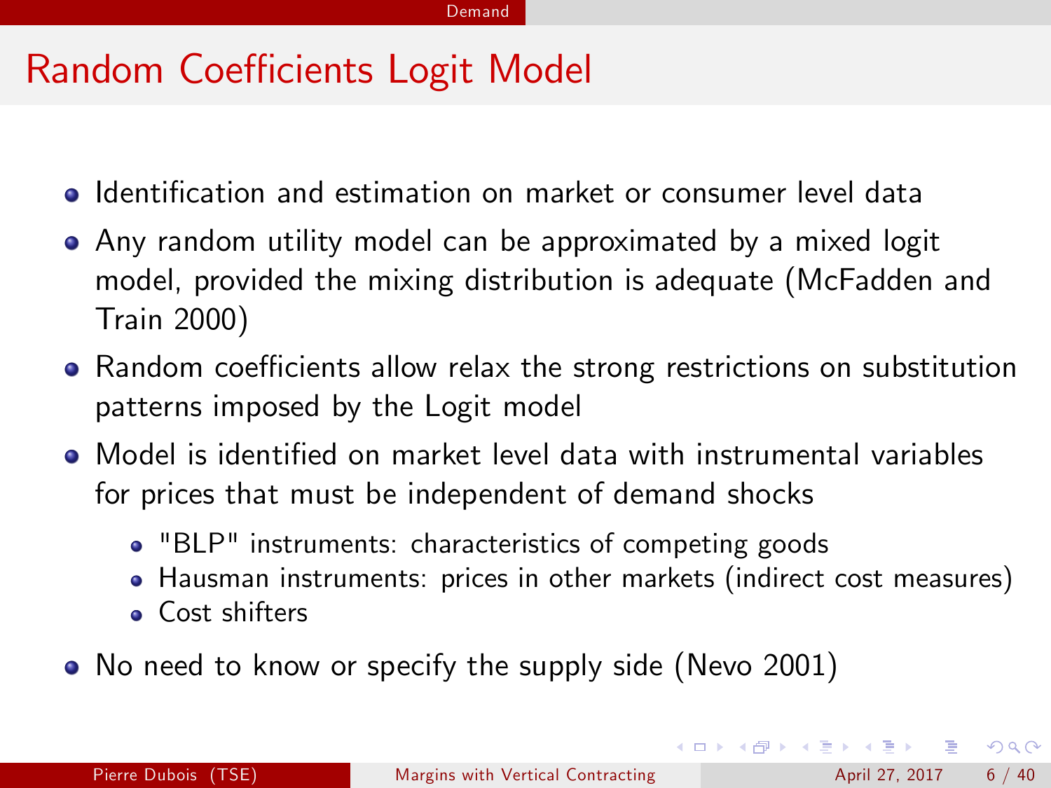# Random Coefficients Logit Model

- Identification and estimation on market or consumer level data
- Any random utility model can be approximated by a mixed logit model, provided the mixing distribution is adequate (McFadden and Train 2000)
- Random coefficients allow relax the strong restrictions on substitution patterns imposed by the Logit model
- Model is identified on market level data with instrumental variables for prices that must be independent of demand shocks
  - "BLP" instruments: characteristics of competing goods
  - Hausman instruments: prices in other markets (indirect cost measures)
  - Cost shifters
- No need to know or specify the supply side (Nevo 2001)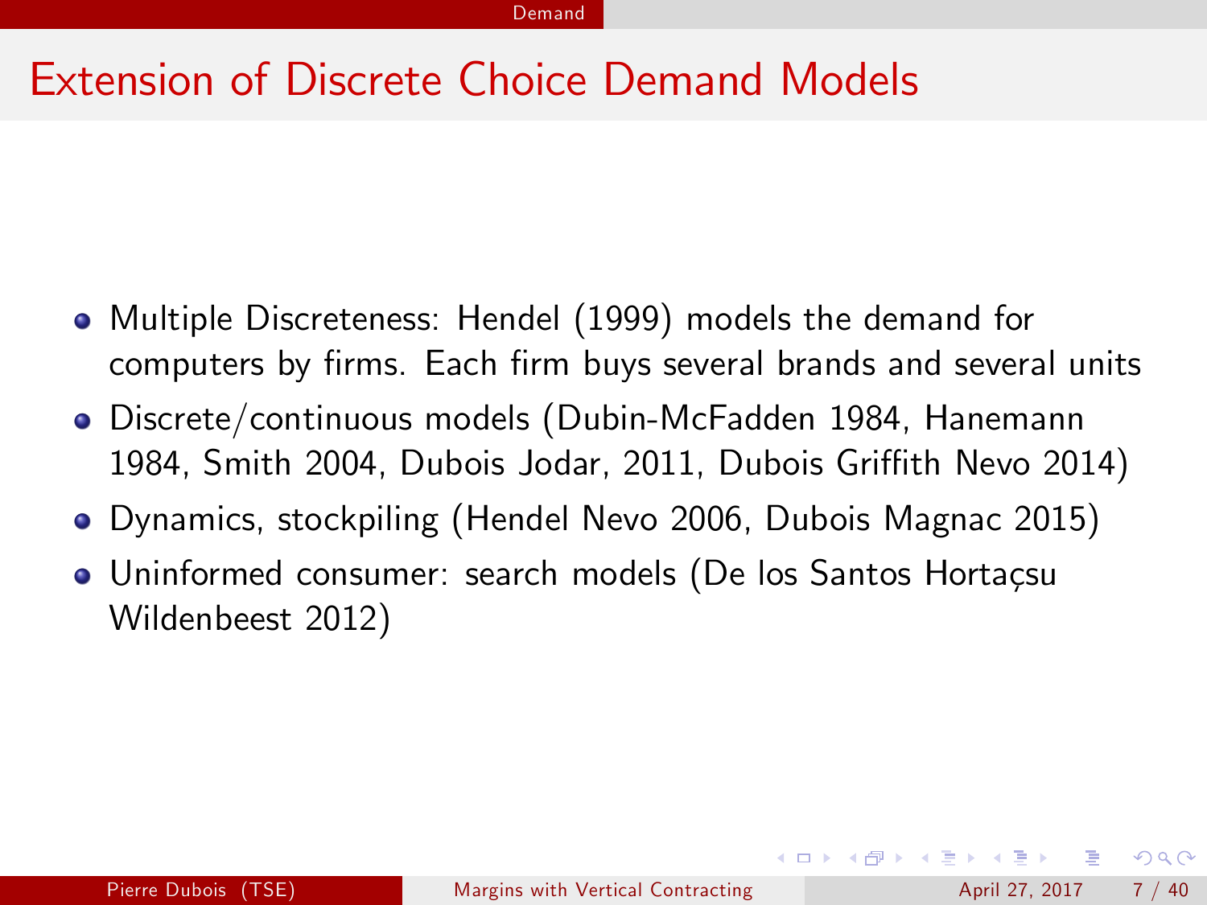# Extension of Discrete Choice Demand Models

- Multiple Discreteness: Hendel (1999) models the demand for computers by firms. Each firm buys several brands and several units
- Discrete/continuous models (Dubin-McFadden 1984, Hanemann 1984, Smith 2004, Dubois Jodar, 2011, Dubois Griffith Nevo 2014)
- Dynamics, stockpiling (Hendel Nevo 2006, Dubois Magnac 2015)
- Uninformed consumer: search models (De los Santos Hortaçsu Wildenbeest 2012)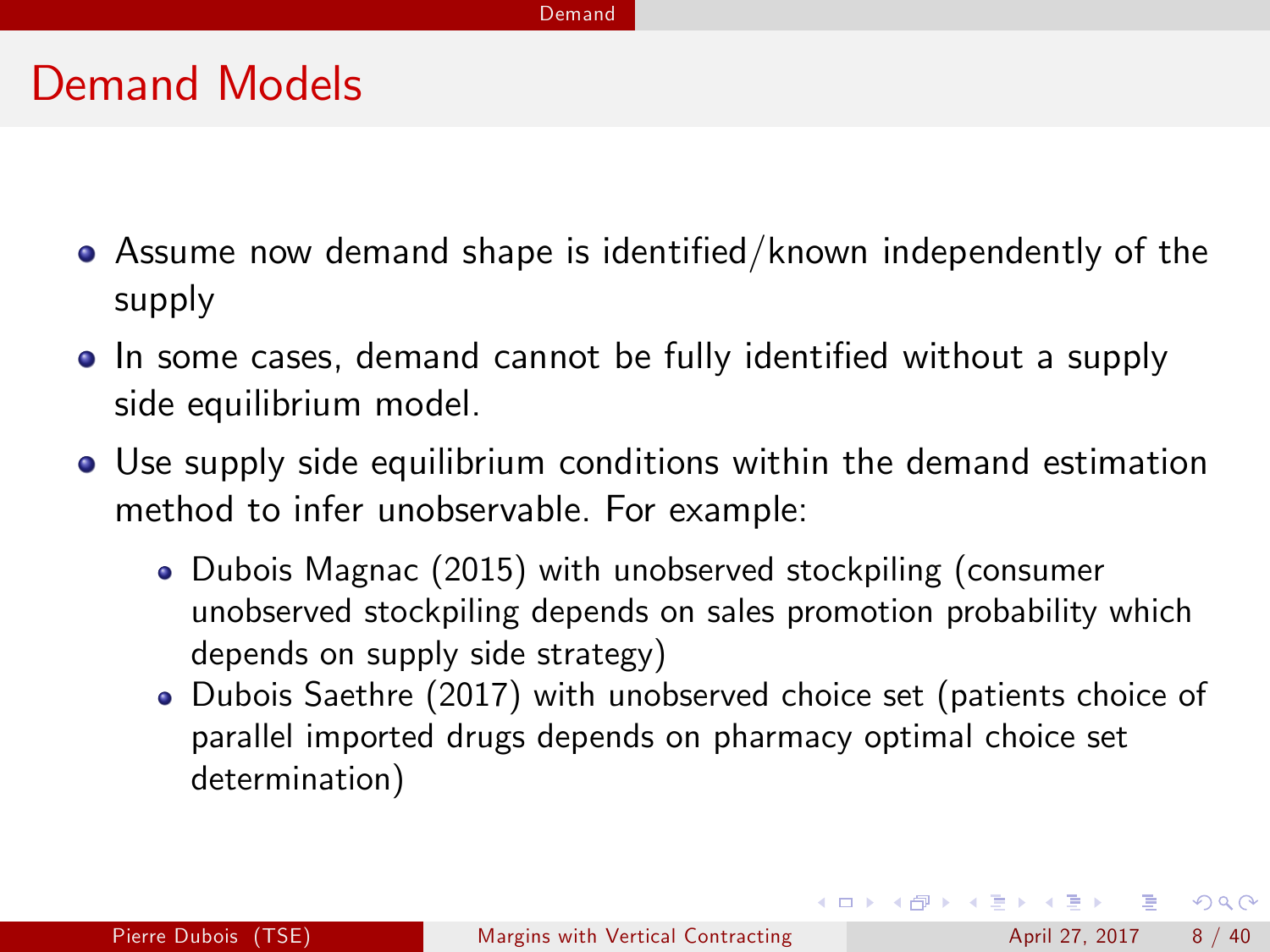# Demand Models

- Assume now demand shape is identified/known independently of the supply
- In some cases, demand cannot be fully identified without a supply side equilibrium model.
- Use supply side equilibrium conditions within the demand estimation method to infer unobservable. For example:
  - Dubois Magnac (2015) with unobserved stockpiling (consumer unobserved stockpiling depends on sales promotion probability which depends on supply side strategy)
  - Dubois Saethre (2017) with unobserved choice set (patients choice of parallel imported drugs depends on pharmacy optimal choice set determination)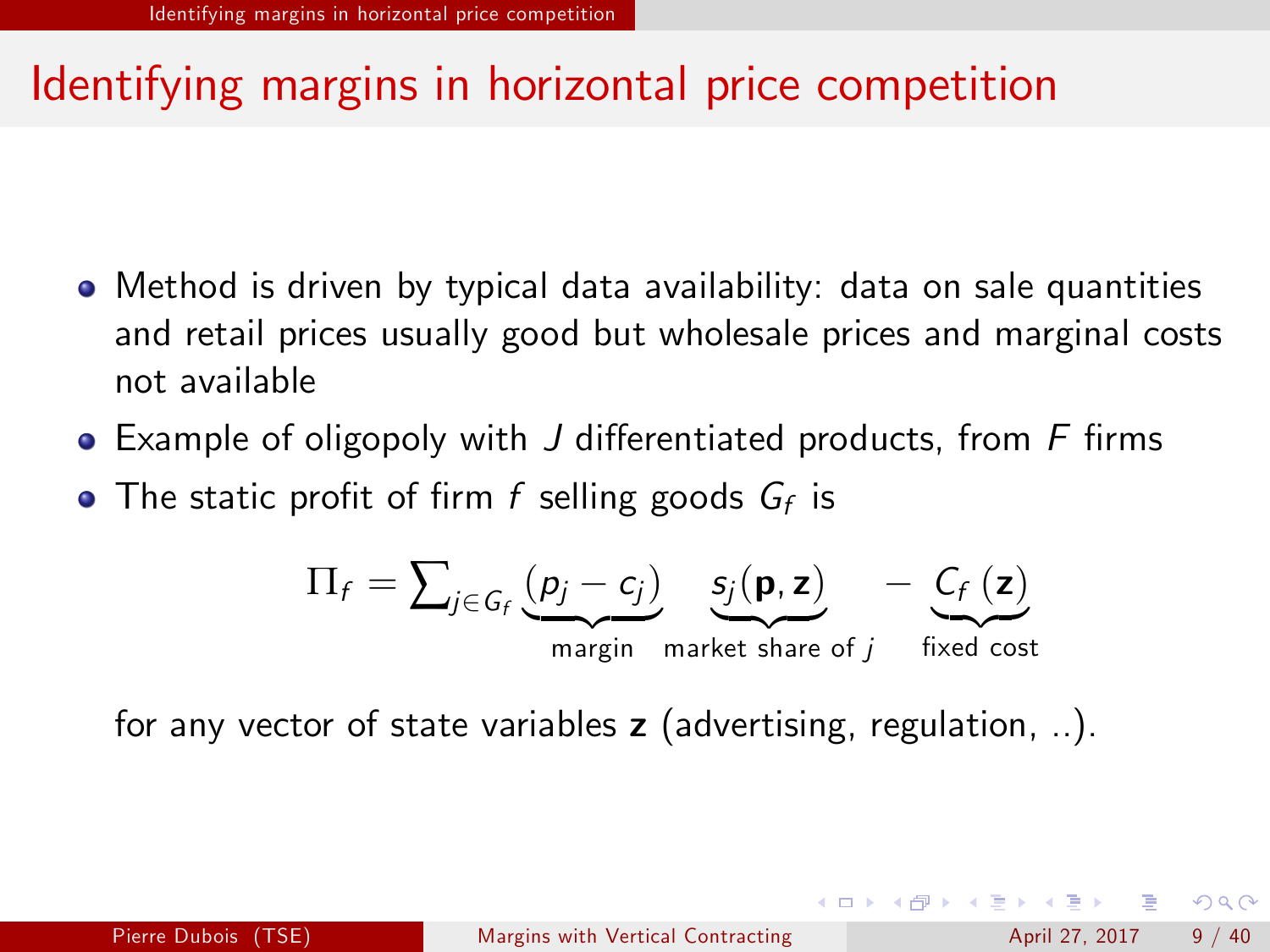# Identifying margins in horizontal price competition

- Method is driven by typical data availability: data on sale quantities and retail prices usually good but wholesale prices and marginal costs not available
- Example of oligopoly with $J$ differentiated products, from $F$ firms
- The static profit of firm $f$ selling goods $G_f$ is

$$\Pi_f = \sum_{j \in G_f} \underbrace{(p_j - c_j)}_{\text{margin}} \underbrace{s_j(\mathbf{p}, \mathbf{z})}_{\text{market share of } j} - \underbrace{C_f(\mathbf{z})}_{\text{fixed cost}}$$

for any vector of state variables $\mathbf{z}$ (advertising, regulation, ..).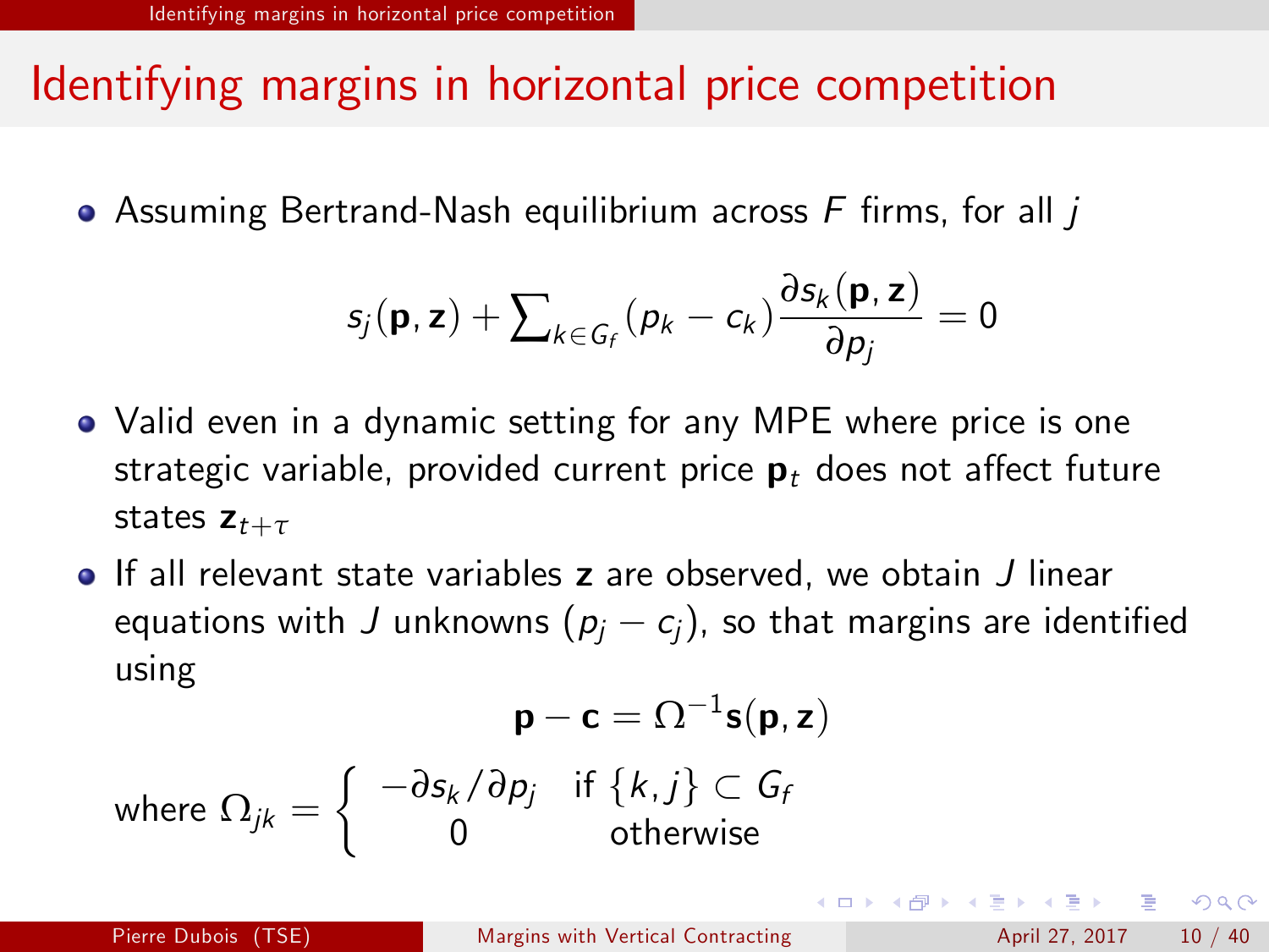# Identifying margins in horizontal price competition

- Assuming Bertrand-Nash equilibrium across $F$ firms, for all $j$

$$s_j(\mathbf{p}, \mathbf{z}) + \sum\nolimits_{k \in G_f} (p_k - c_k) \frac{\partial s_k(\mathbf{p}, \mathbf{z})}{\partial p_j} = 0$$

- Valid even in a dynamic setting for any MPE where price is one strategic variable, provided current price $\mathbf{p}_t$ does not affect future states $\mathbf{z}_{t+\tau}$
- If all relevant state variables $\mathbf{z}$ are observed, we obtain $J$ linear equations with $J$ unknowns $(p_j - c_j)$, so that margins are identified using

$$\mathbf{p} - \mathbf{c} = \Omega^{-1} \mathbf{s}(\mathbf{p}, \mathbf{z})$$

where $\Omega_{jk} = \begin{cases} -\partial s_k / \partial p_j & \text{if } \{k, j\} \subset G_f \\ 0 & \text{otherwise} \end{cases}$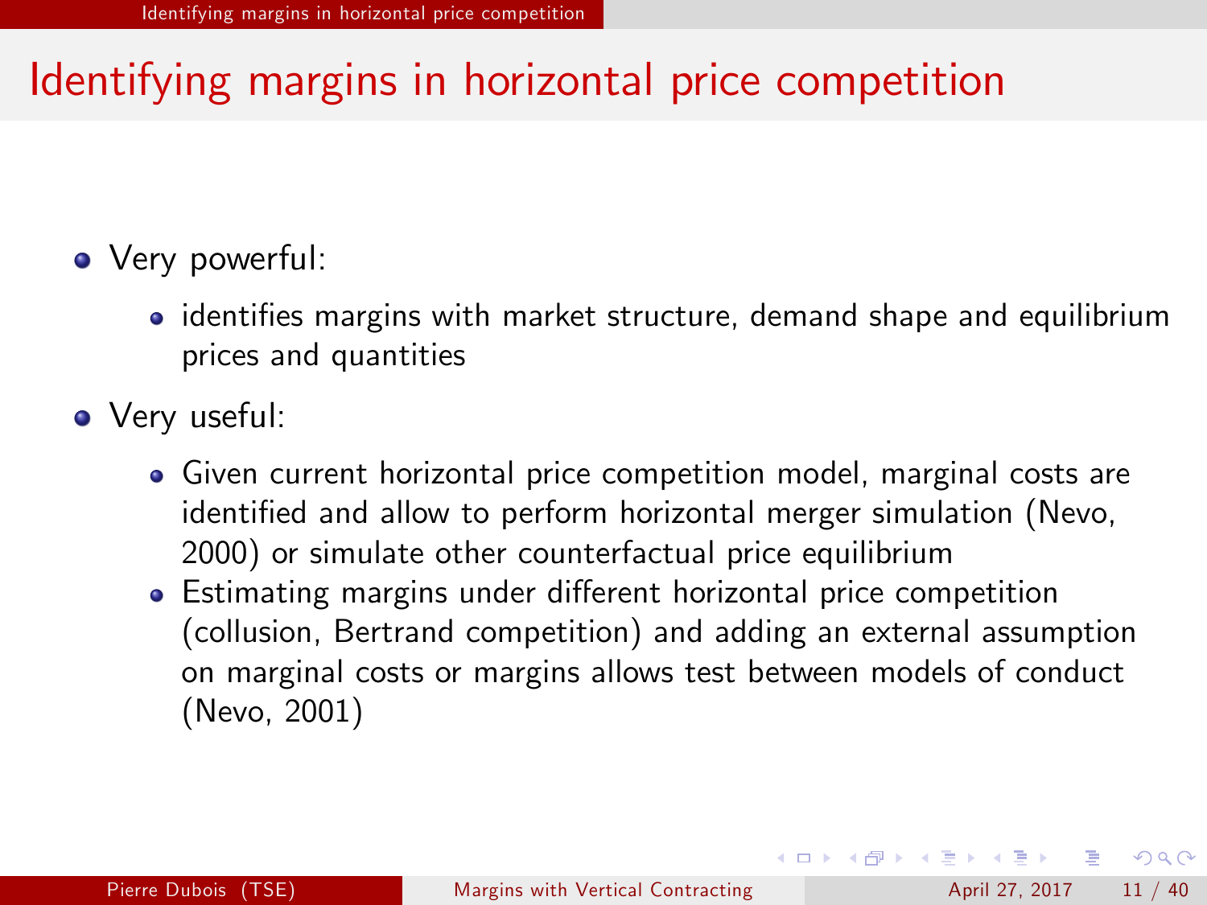# Identifying margins in horizontal price competition

- Very powerful:
  - identifies margins with market structure, demand shape and equilibrium prices and quantities
- Very useful:
  - Given current horizontal price competition model, marginal costs are identified and allow to perform horizontal merger simulation (Nevo, 2000) or simulate other counterfactual price equilibrium
  - Estimating margins under different horizontal price competition (collusion, Bertrand competition) and adding an external assumption on marginal costs or margins allows test between models of conduct (Nevo, 2001)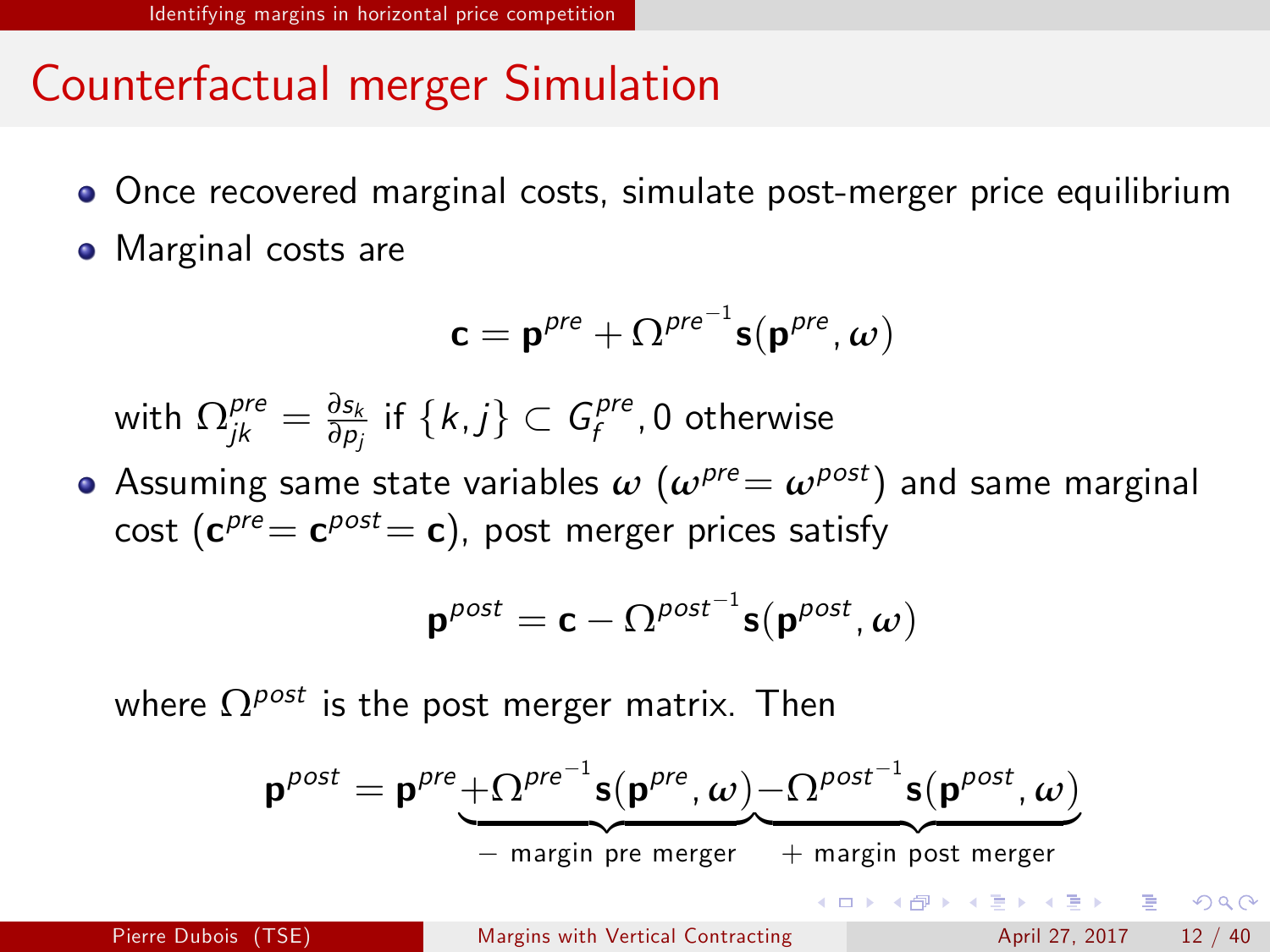## Counterfactual merger Simulation

- Once recovered marginal costs, simulate post-merger price equilibrium
- Marginal costs are

$$\mathbf{c} = \mathbf{p}^{pre} + \Omega^{pre^{-1}} \mathbf{s}(\mathbf{p}^{pre}, \boldsymbol{\omega})$$

with $\Omega^{pre}_{jk} = \frac{\partial s_k}{\partial p_j}$ if $\{k, j\} \subset G^{pre}_f$, 0 otherwise

- Assuming same state variables $\boldsymbol{\omega}$ ($\boldsymbol{\omega}^{pre} = \boldsymbol{\omega}^{post}$) and same marginal cost ($\mathbf{c}^{pre} = \mathbf{c}^{post} = \mathbf{c}$), post merger prices satisfy

$$\mathbf{p}^{post} = \mathbf{c} - \Omega^{post^{-1}} \mathbf{s}(\mathbf{p}^{post}, \boldsymbol{\omega})$$

where $\Omega^{post}$ is the post merger matrix. Then

$$\mathbf{p}^{post} = \mathbf{p}^{pre} \underbrace{+ \Omega^{pre^{-1}} \mathbf{s}(\mathbf{p}^{pre}, \boldsymbol{\omega})}_{-\text{ margin pre merger}} \underbrace{- \Omega^{post^{-1}} \mathbf{s}(\mathbf{p}^{post}, \boldsymbol{\omega})}_{+\text{ margin post merger}}$$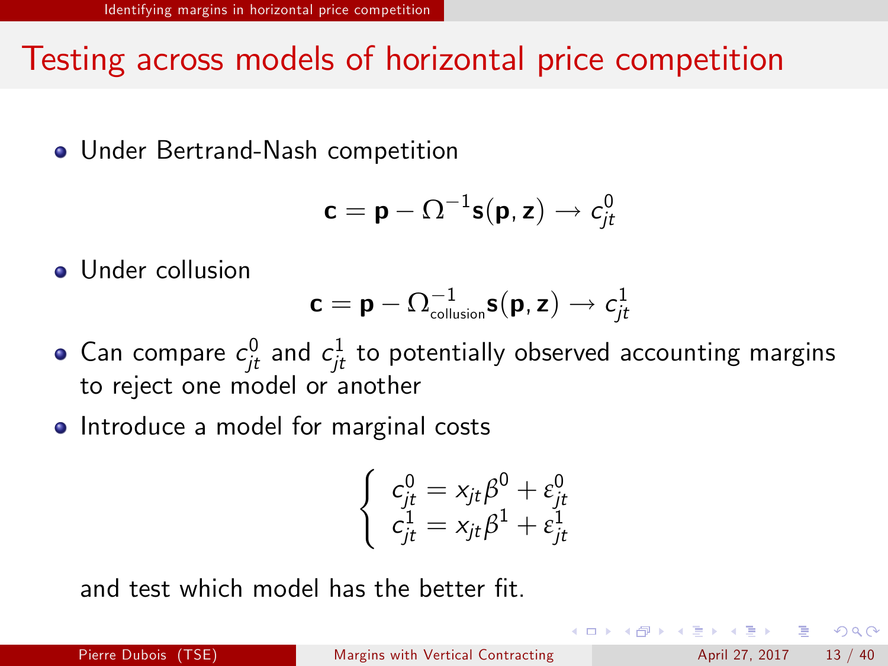# Testing across models of horizontal price competition

- Under Bertrand-Nash competition

$$\mathbf{c} = \mathbf{p} - \Omega^{-1}\mathbf{s}(\mathbf{p}, \mathbf{z}) \rightarrow c_{jt}^0$$

- Under collusion

$$\mathbf{c} = \mathbf{p} - \Omega_{\text{collusion}}^{-1}\mathbf{s}(\mathbf{p}, \mathbf{z}) \rightarrow c_{jt}^1$$

- Can compare $c_{jt}^0$ and $c_{jt}^1$ to potentially observed accounting margins to reject one model or another
- Introduce a model for marginal costs

$$\begin{cases} c_{jt}^0 = x_{jt}\beta^0 + \varepsilon_{jt}^0 \\ c_{jt}^1 = x_{jt}\beta^1 + \varepsilon_{jt}^1 \end{cases}$$

and test which model has the better fit.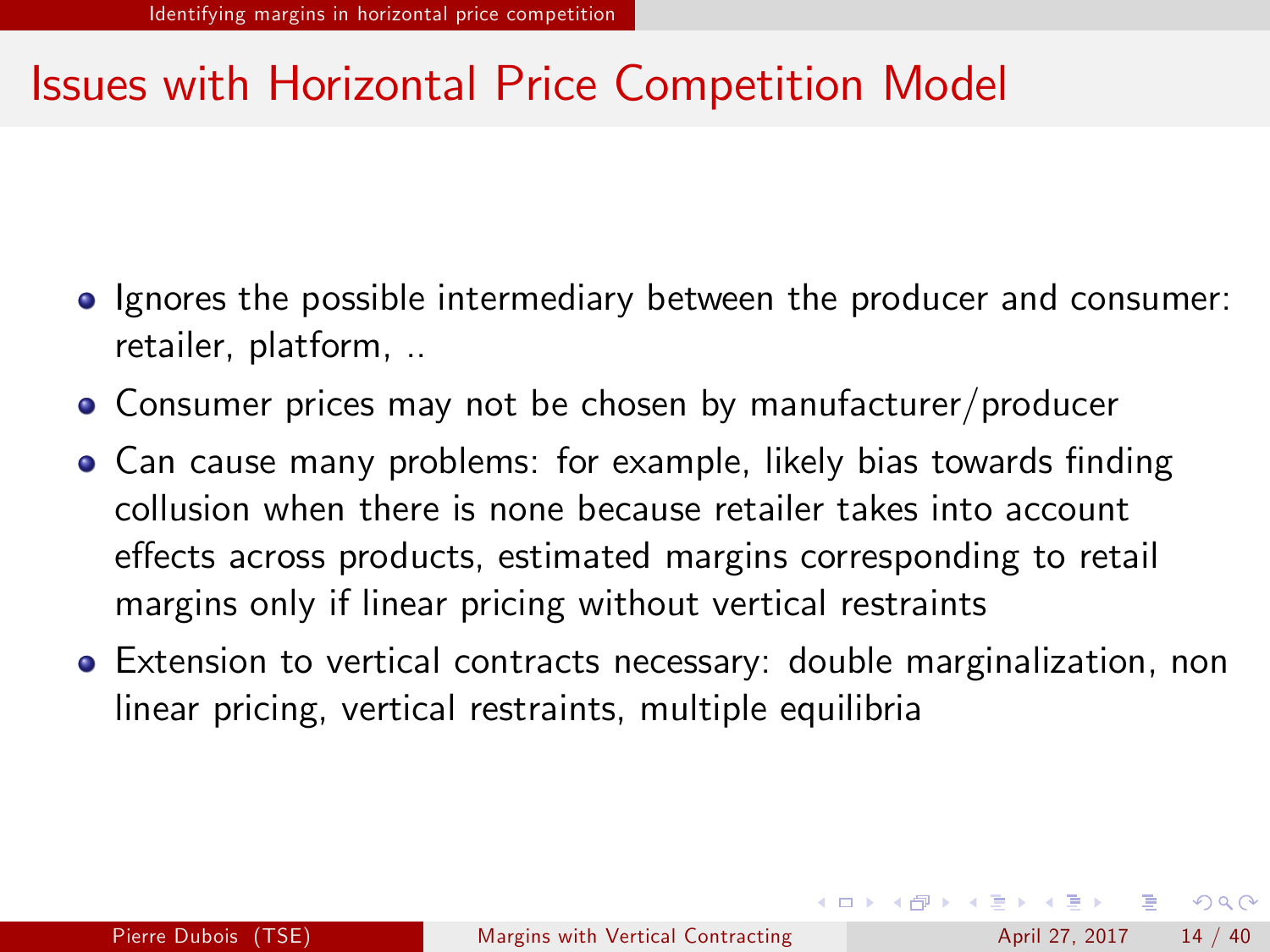# Issues with Horizontal Price Competition Model

- Ignores the possible intermediary between the producer and consumer: retailer, platform, ..
- Consumer prices may not be chosen by manufacturer/producer
- Can cause many problems: for example, likely bias towards finding collusion when there is none because retailer takes into account effects across products, estimated margins corresponding to retail margins only if linear pricing without vertical restraints
- Extension to vertical contracts necessary: double marginalization, non linear pricing, vertical restraints, multiple equilibria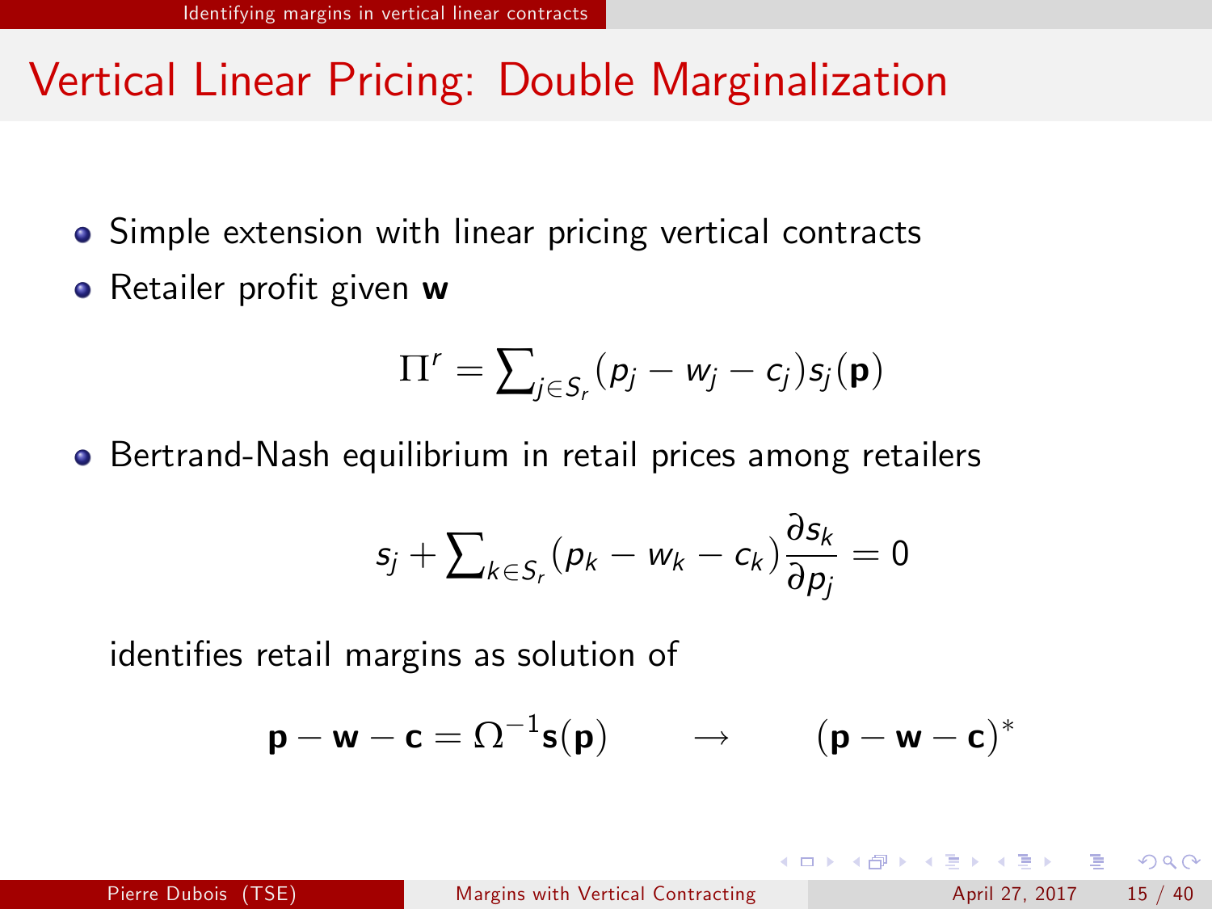# Vertical Linear Pricing: Double Marginalization

- Simple extension with linear pricing vertical contracts
- Retailer profit given $\mathbf{w}$

$$\Pi^r = \sum_{j \in S_r} (p_j - w_j - c_j) s_j(\mathbf{p})$$

- Bertrand-Nash equilibrium in retail prices among retailers

$$s_j + \sum_{k \in S_r} (p_k - w_k - c_k) \frac{\partial s_k}{\partial p_j} = 0$$

identifies retail margins as solution of

$$\mathbf{p} - \mathbf{w} - \mathbf{c} = \Omega^{-1} \mathbf{s}(\mathbf{p}) \qquad \rightarrow \qquad (\mathbf{p} - \mathbf{w} - \mathbf{c})^*$$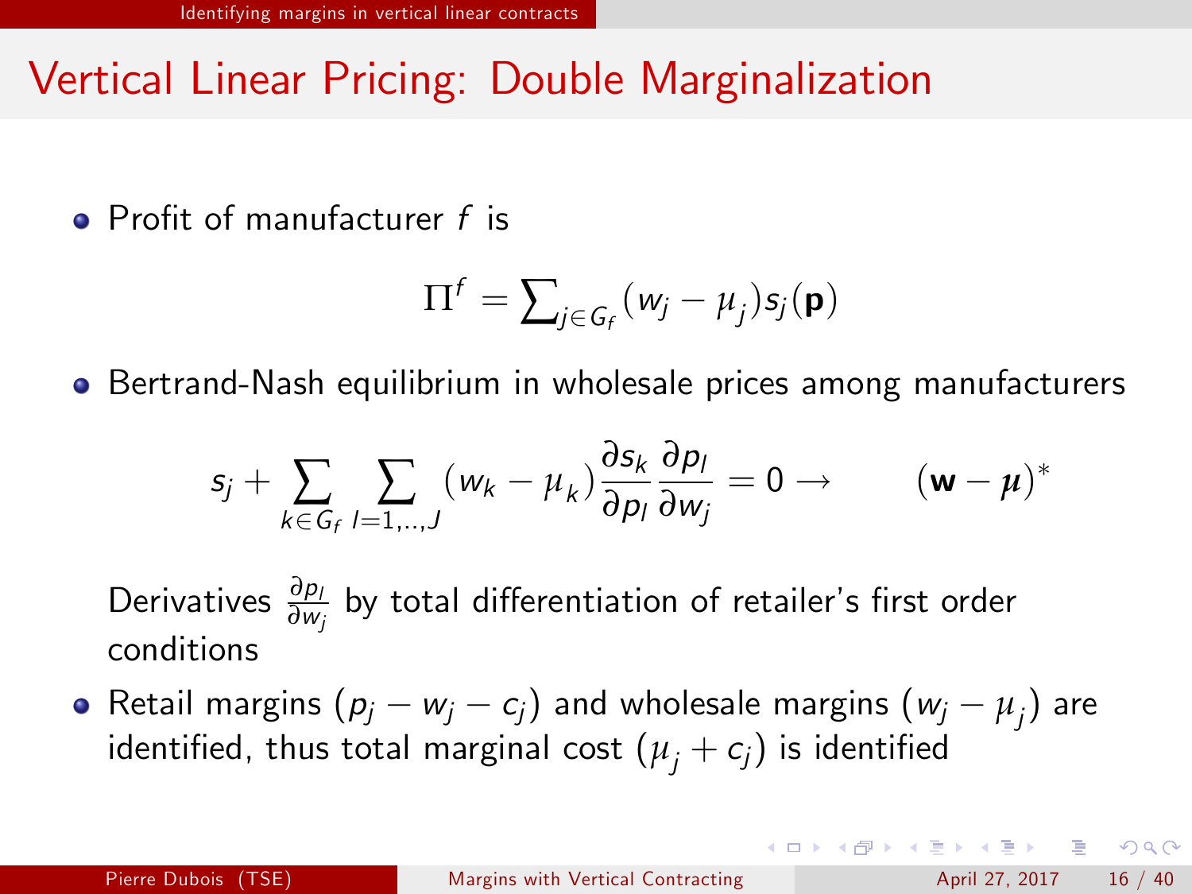# Vertical Linear Pricing: Double Marginalization

- Profit of manufacturer $f$ is

$$\Pi^f = \sum_{j \in G_f} (w_j - \mu_j) s_j(\mathbf{p})$$

- Bertrand-Nash equilibrium in wholesale prices among manufacturers

$$s_j + \sum_{k \in G_f} \sum_{l=1,..,J} (w_k - \mu_k) \frac{\partial s_k}{\partial p_l} \frac{\partial p_l}{\partial w_j} = 0 \rightarrow \qquad (\mathbf{w} - \boldsymbol{\mu})^*$$

  Derivatives $\frac{\partial p_l}{\partial w_j}$ by total differentiation of retailer's first order conditions

- Retail margins $(p_j - w_j - c_j)$ and wholesale margins $(w_j - \mu_j)$ are identified, thus total marginal cost $(\mu_j + c_j)$ is identified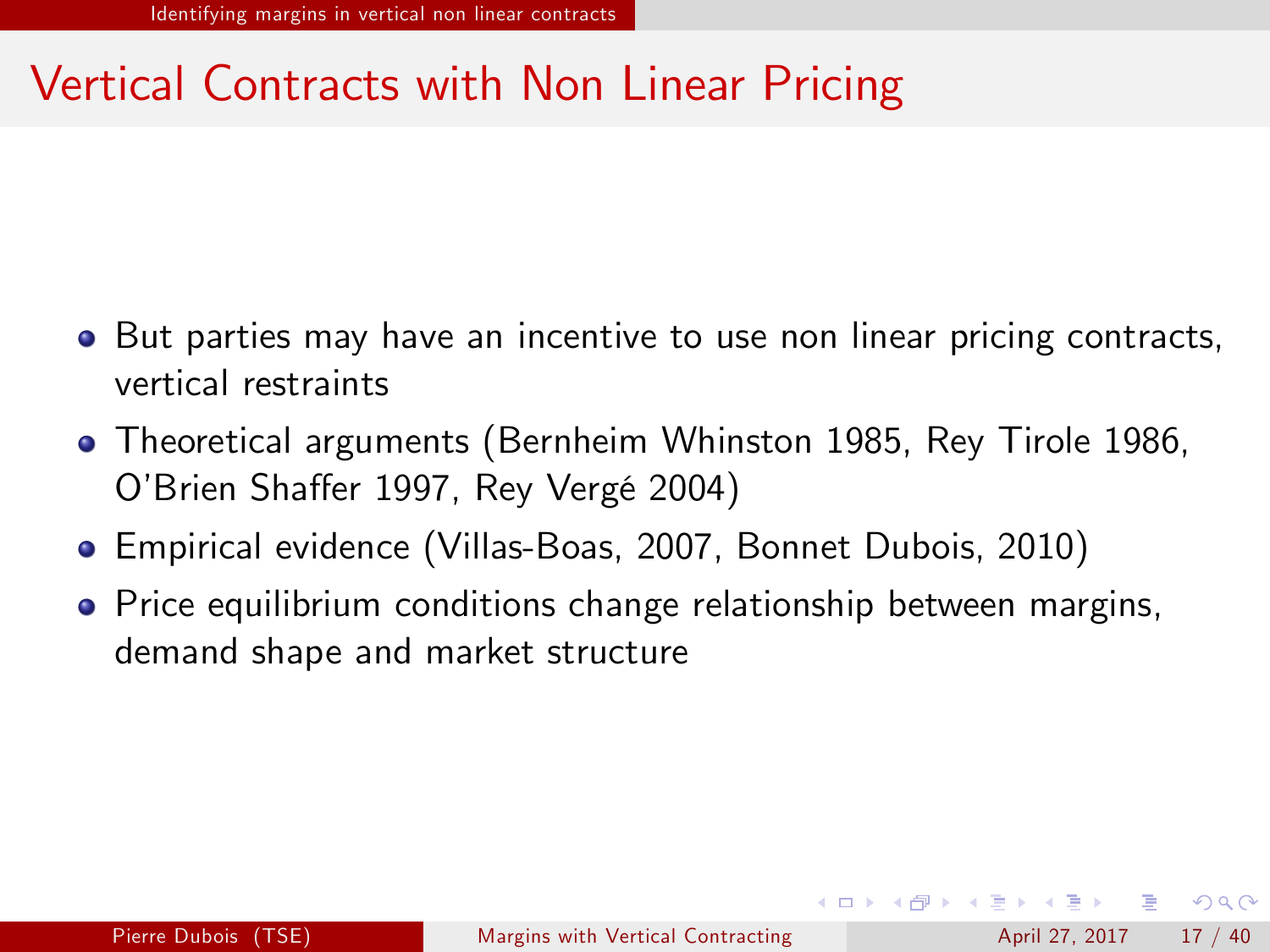# Vertical Contracts with Non Linear Pricing

- But parties may have an incentive to use non linear pricing contracts, vertical restraints
- Theoretical arguments (Bernheim Whinston 1985, Rey Tirole 1986, O'Brien Shaffer 1997, Rey Vergé 2004)
- Empirical evidence (Villas-Boas, 2007, Bonnet Dubois, 2010)
- Price equilibrium conditions change relationship between margins, demand shape and market structure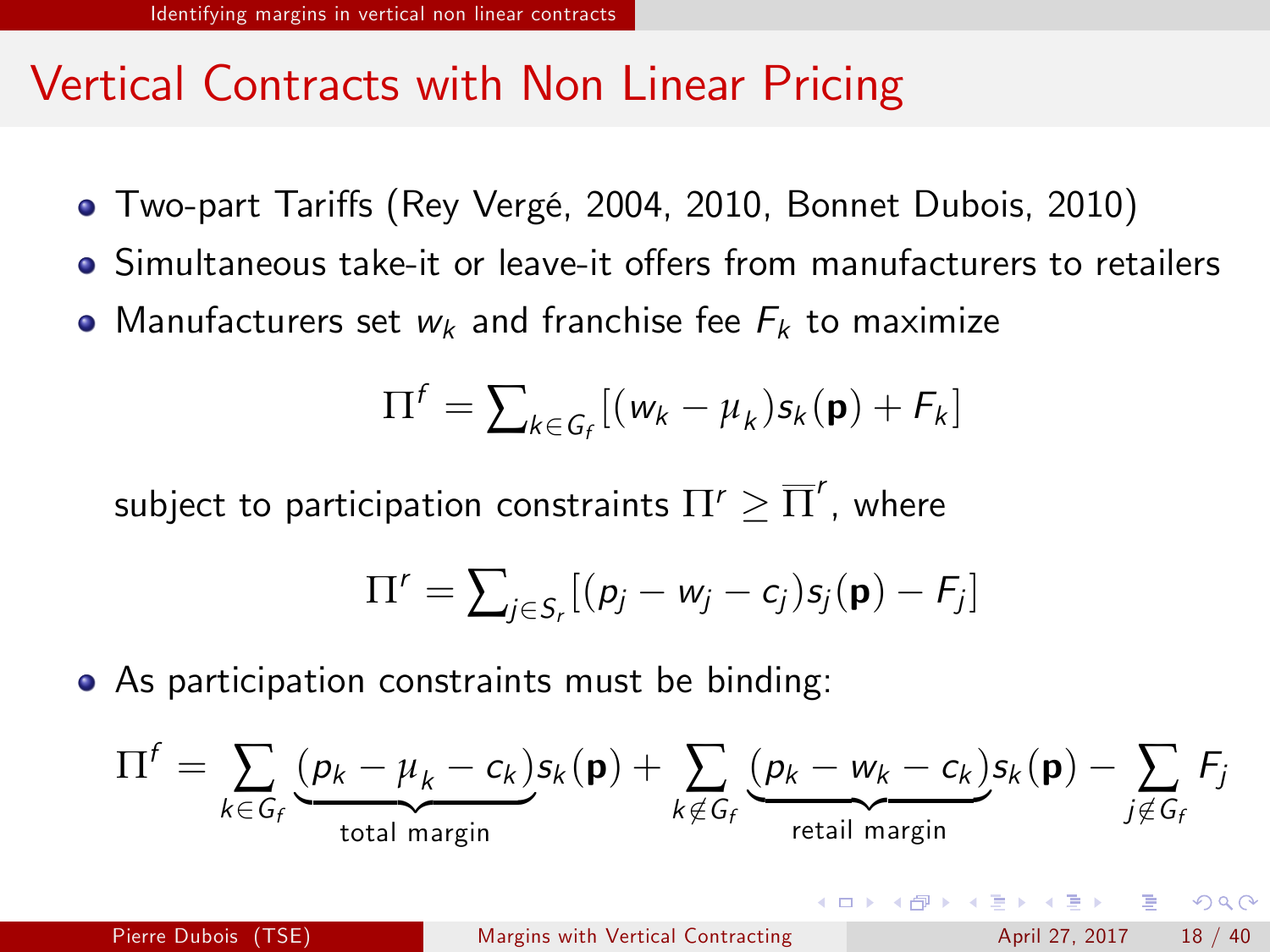# Vertical Contracts with Non Linear Pricing

- Two-part Tariffs (Rey Vergé, 2004, 2010, Bonnet Dubois, 2010)
- Simultaneous take-it or leave-it offers from manufacturers to retailers
- Manufacturers set $w_k$ and franchise fee $F_k$ to maximize

$$\Pi^f = \sum_{k \in G_f} [(w_k - \mu_k) s_k(\mathbf{p}) + F_k]$$

subject to participation constraints $\Pi^r \geq \overline{\Pi}^r$, where

$$\Pi^r = \sum_{j \in S_r} [(p_j - w_j - c_j) s_j(\mathbf{p}) - F_j]$$

- As participation constraints must be binding:

$$\Pi^f = \sum_{k \in G_f} \underbrace{(p_k - \mu_k - c_k)}_{\text{total margin}} s_k(\mathbf{p}) + \sum_{k \notin G_f} \underbrace{(p_k - w_k - c_k)}_{\text{retail margin}} s_k(\mathbf{p}) - \sum_{j \notin G_f} F_j$$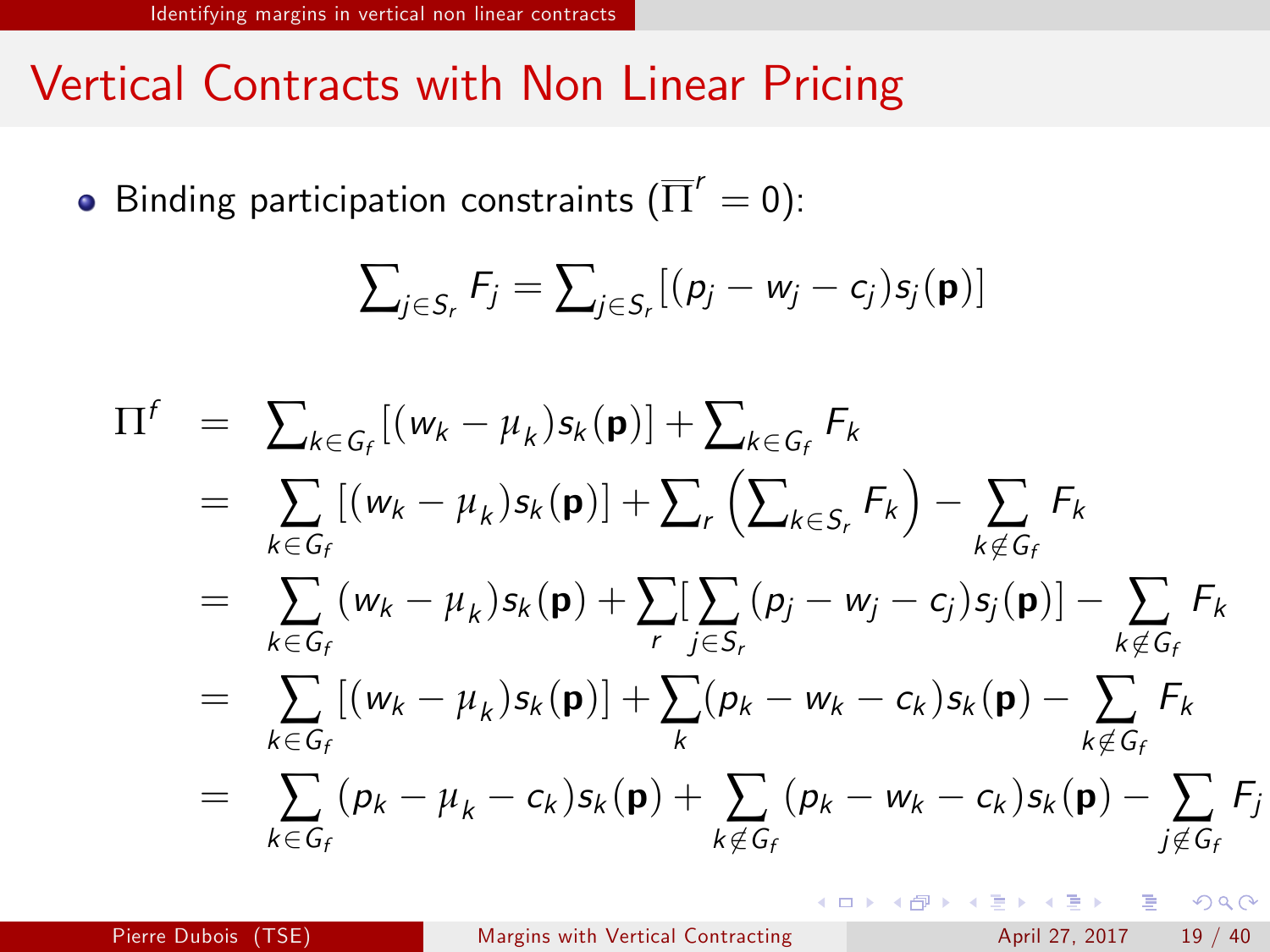# Vertical Contracts with Non Linear Pricing

- Binding participation constraints ($\overline{\Pi}^r = 0$):

$$\sum\nolimits_{j\in S_r} F_j = \sum\nolimits_{j\in S_r} [(p_j - w_j - c_j)s_j(\mathbf{p})]$$

$$
\begin{aligned}
\Pi^f &= \sum\nolimits_{k\in G_f} [(w_k - \mu_k)s_k(\mathbf{p})] + \sum\nolimits_{k\in G_f} F_k \\
&= \sum_{k\in G_f} [(w_k - \mu_k)s_k(\mathbf{p})] + \sum\nolimits_r \left(\sum\nolimits_{k\in S_r} F_k\right) - \sum_{k\notin G_f} F_k \\
&= \sum_{k\in G_f} (w_k - \mu_k)s_k(\mathbf{p}) + \sum_r [\sum_{j\in S_r} (p_j - w_j - c_j)s_j(\mathbf{p})] - \sum_{k\notin G_f} F_k \\
&= \sum_{k\in G_f} [(w_k - \mu_k)s_k(\mathbf{p})] + \sum_k (p_k - w_k - c_k)s_k(\mathbf{p}) - \sum_{k\notin G_f} F_k \\
&= \sum_{k\in G_f} (p_k - \mu_k - c_k)s_k(\mathbf{p}) + \sum_{k\notin G_f} (p_k - w_k - c_k)s_k(\mathbf{p}) - \sum_{j\notin G_f} F_j
\end{aligned}
$$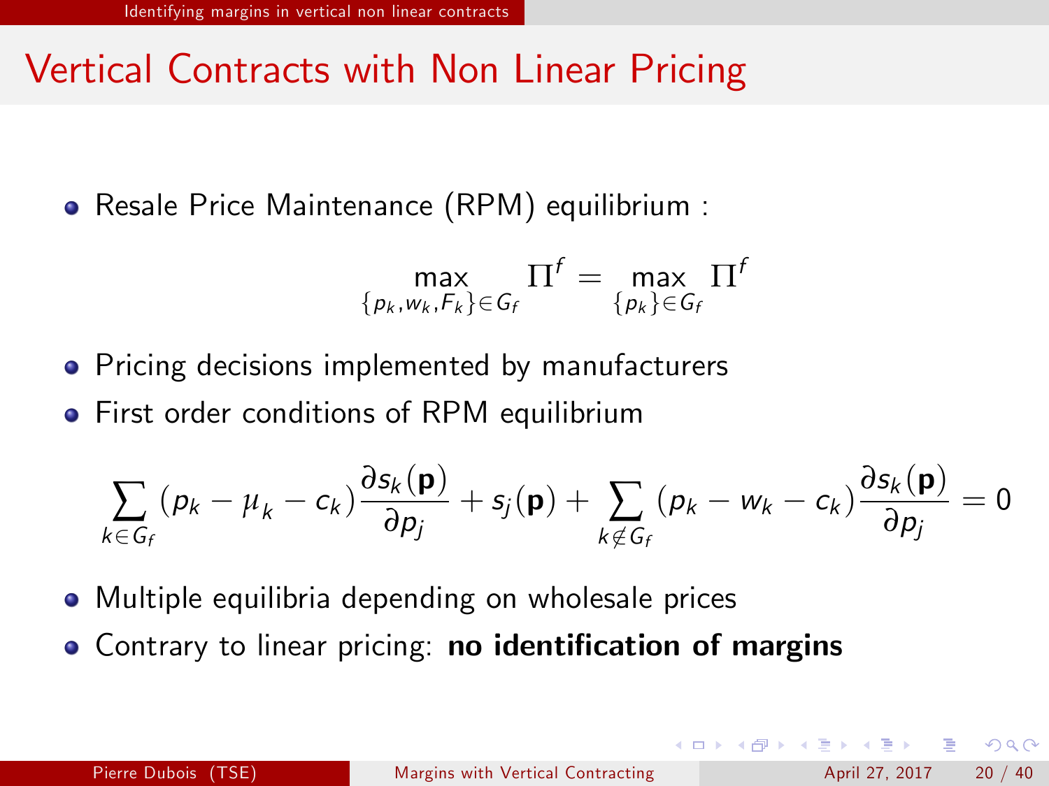# Vertical Contracts with Non Linear Pricing

- Resale Price Maintenance (RPM) equilibrium :

$$\max_{\{p_k, w_k, F_k\} \in G_f} \Pi^f = \max_{\{p_k\} \in G_f} \Pi^f$$

- Pricing decisions implemented by manufacturers
- First order conditions of RPM equilibrium

$$\sum_{k \in G_f} (p_k - \mu_k - c_k) \frac{\partial s_k(\mathbf{p})}{\partial p_j} + s_j(\mathbf{p}) + \sum_{k \notin G_f} (p_k - w_k - c_k) \frac{\partial s_k(\mathbf{p})}{\partial p_j} = 0$$

- Multiple equilibria depending on wholesale prices
- Contrary to linear pricing: **no identification of margins**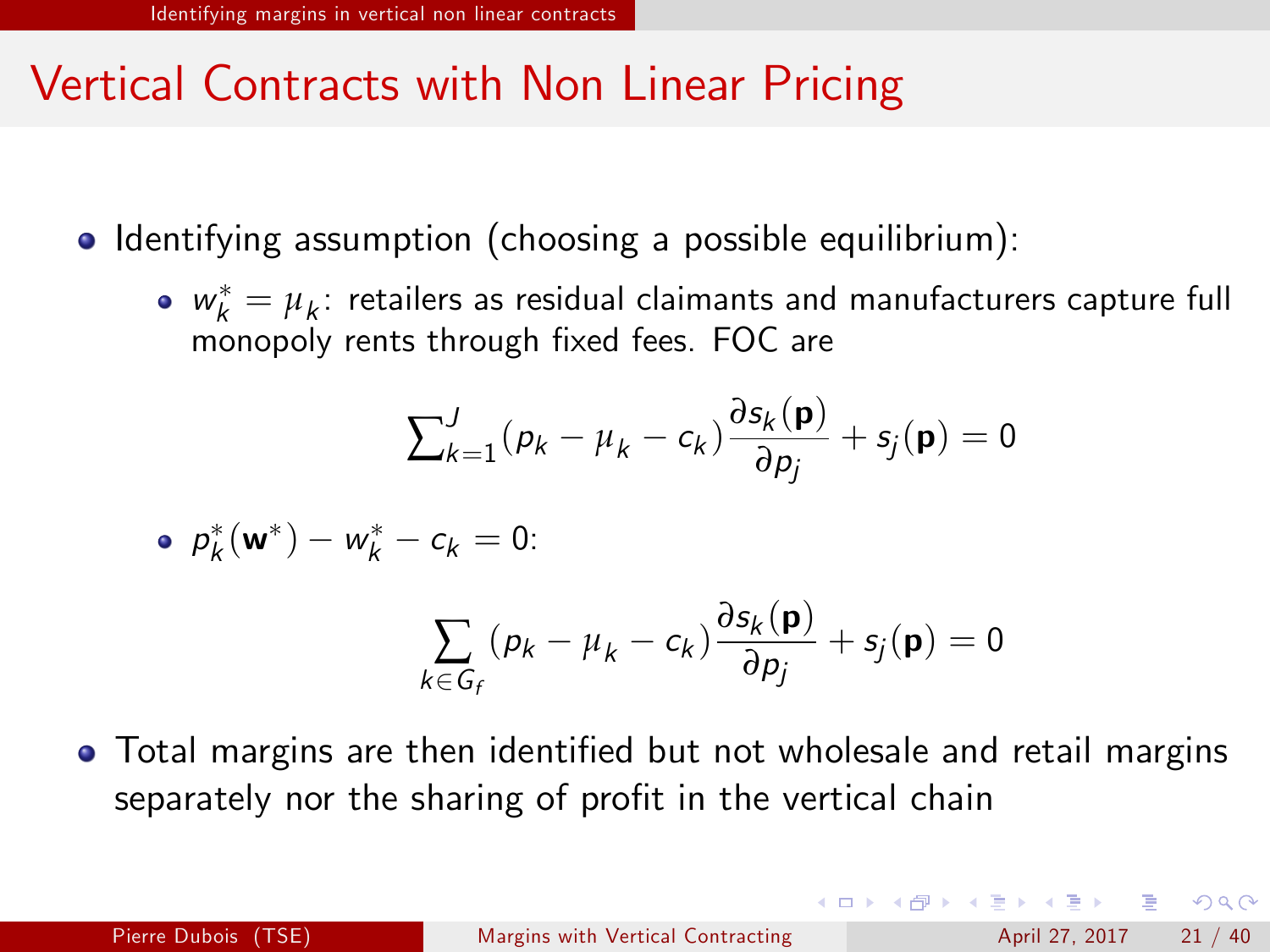# Vertical Contracts with Non Linear Pricing

- Identifying assumption (choosing a possible equilibrium):
  - $w_k^* = \mu_k$: retailers as residual claimants and manufacturers capture full monopoly rents through fixed fees. FOC are

$$\sum\nolimits_{k=1}^{J} (p_k - \mu_k - c_k) \frac{\partial s_k(\mathbf{p})}{\partial p_j} + s_j(\mathbf{p}) = 0$$

  - $p_k^*(\mathbf{w}^*) - w_k^* - c_k = 0$:

$$\sum_{k \in G_f} (p_k - \mu_k - c_k) \frac{\partial s_k(\mathbf{p})}{\partial p_j} + s_j(\mathbf{p}) = 0$$

- Total margins are then identified but not wholesale and retail margins separately nor the sharing of profit in the vertical chain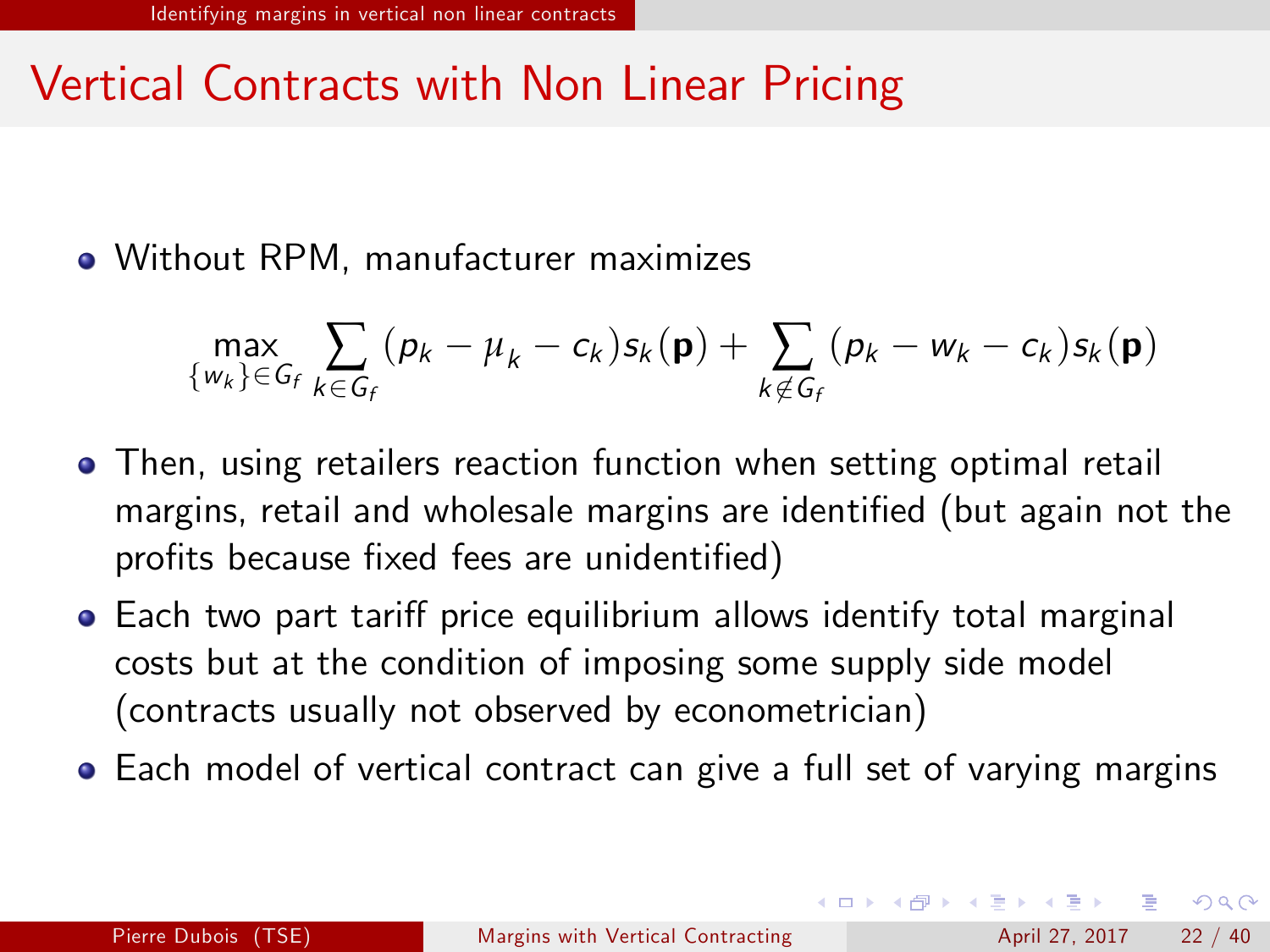# Vertical Contracts with Non Linear Pricing

- Without RPM, manufacturer maximizes

$$\max_{\{w_k\} \in G_f} \sum_{k \in G_f} (p_k - \mu_k - c_k) s_k(\mathbf{p}) + \sum_{k \notin G_f} (p_k - w_k - c_k) s_k(\mathbf{p})$$

- Then, using retailers reaction function when setting optimal retail margins, retail and wholesale margins are identified (but again not the profits because fixed fees are unidentified)
- Each two part tariff price equilibrium allows identify total marginal costs but at the condition of imposing some supply side model (contracts usually not observed by econometrician)
- Each model of vertical contract can give a full set of varying margins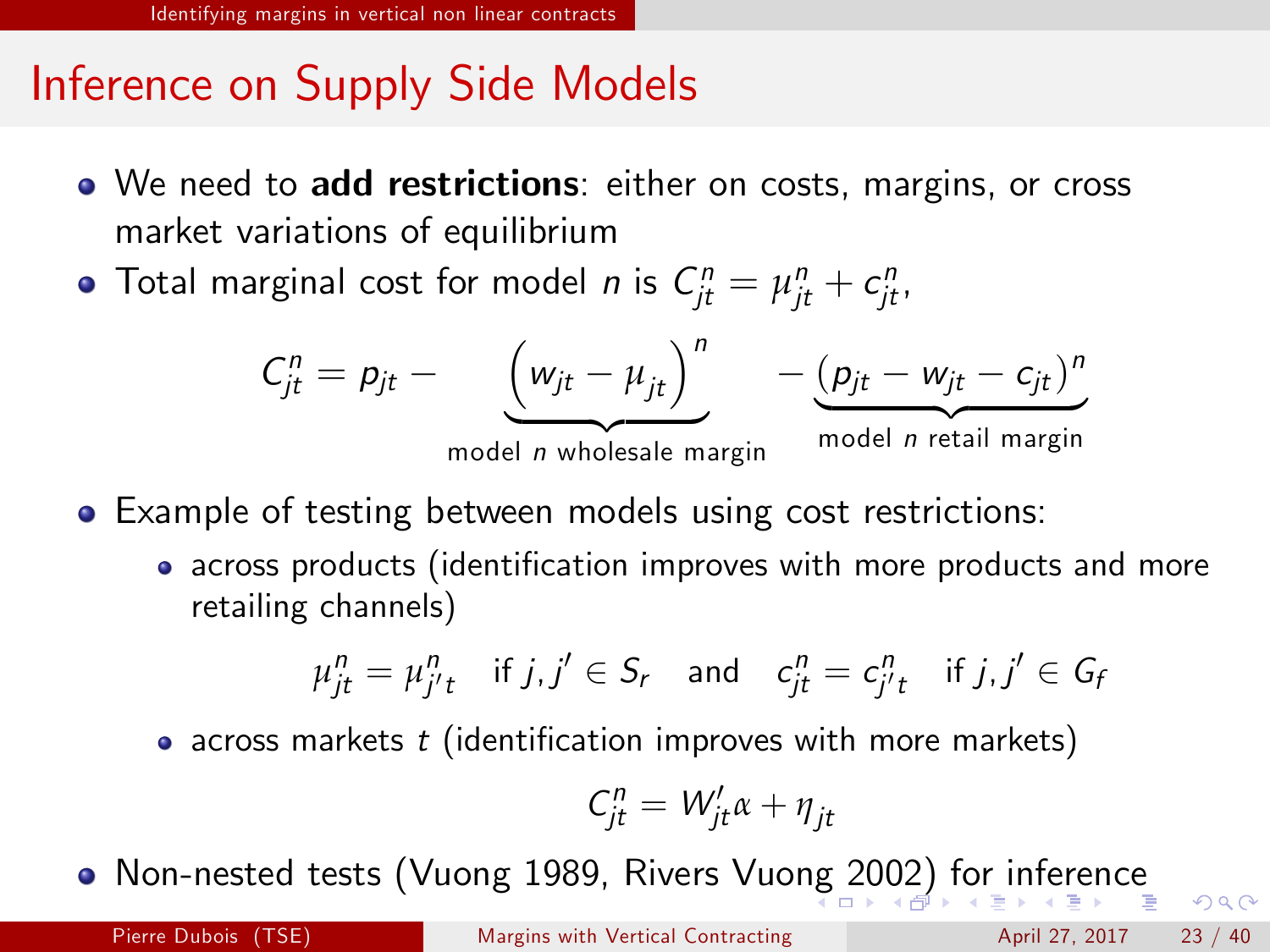# Inference on Supply Side Models

- We need to **add restrictions**: either on costs, margins, or cross market variations of equilibrium
- Total marginal cost for model $n$ is $C_{jt}^n = \mu_{jt}^n + c_{jt}^n$,

$$C_{jt}^n = p_{jt} - \underbrace{\left(w_{jt} - \mu_{jt}\right)^n}_{\text{model } n \text{ wholesale margin}} - \underbrace{\left(p_{jt} - w_{jt} - c_{jt}\right)^n}_{\text{model } n \text{ retail margin}}$$

- Example of testing between models using cost restrictions:
  - across products (identification improves with more products and more retailing channels)

$$\mu_{jt}^n = \mu_{j't}^n \quad \text{if } j, j' \in S_r \quad \text{and} \quad c_{jt}^n = c_{j't}^n \quad \text{if } j, j' \in G_f$$

  - across markets $t$ (identification improves with more markets)

$$C_{jt}^n = W_{jt}' \alpha + \eta_{jt}$$

- Non-nested tests (Vuong 1989, Rivers Vuong 2002) for inference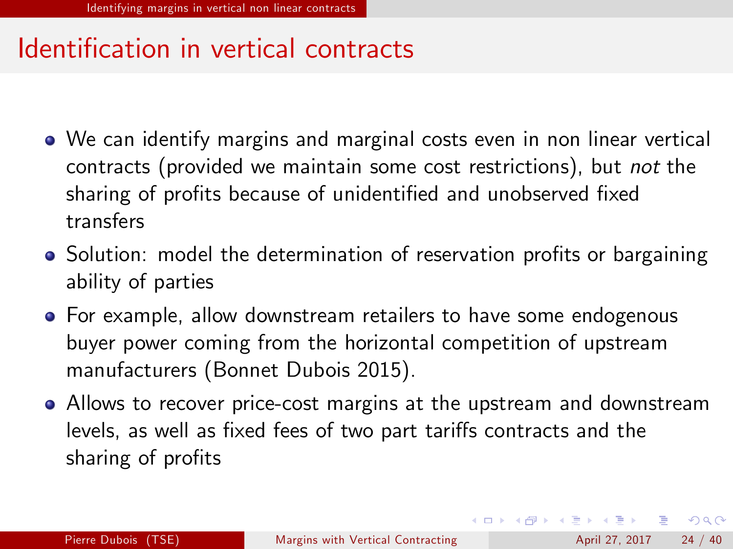# Identification in vertical contracts

- We can identify margins and marginal costs even in non linear vertical contracts (provided we maintain some cost restrictions), but *not* the sharing of profits because of unidentified and unobserved fixed transfers
- Solution: model the determination of reservation profits or bargaining ability of parties
- For example, allow downstream retailers to have some endogenous buyer power coming from the horizontal competition of upstream manufacturers (Bonnet Dubois 2015).
- Allows to recover price-cost margins at the upstream and downstream levels, as well as fixed fees of two part tariffs contracts and the sharing of profits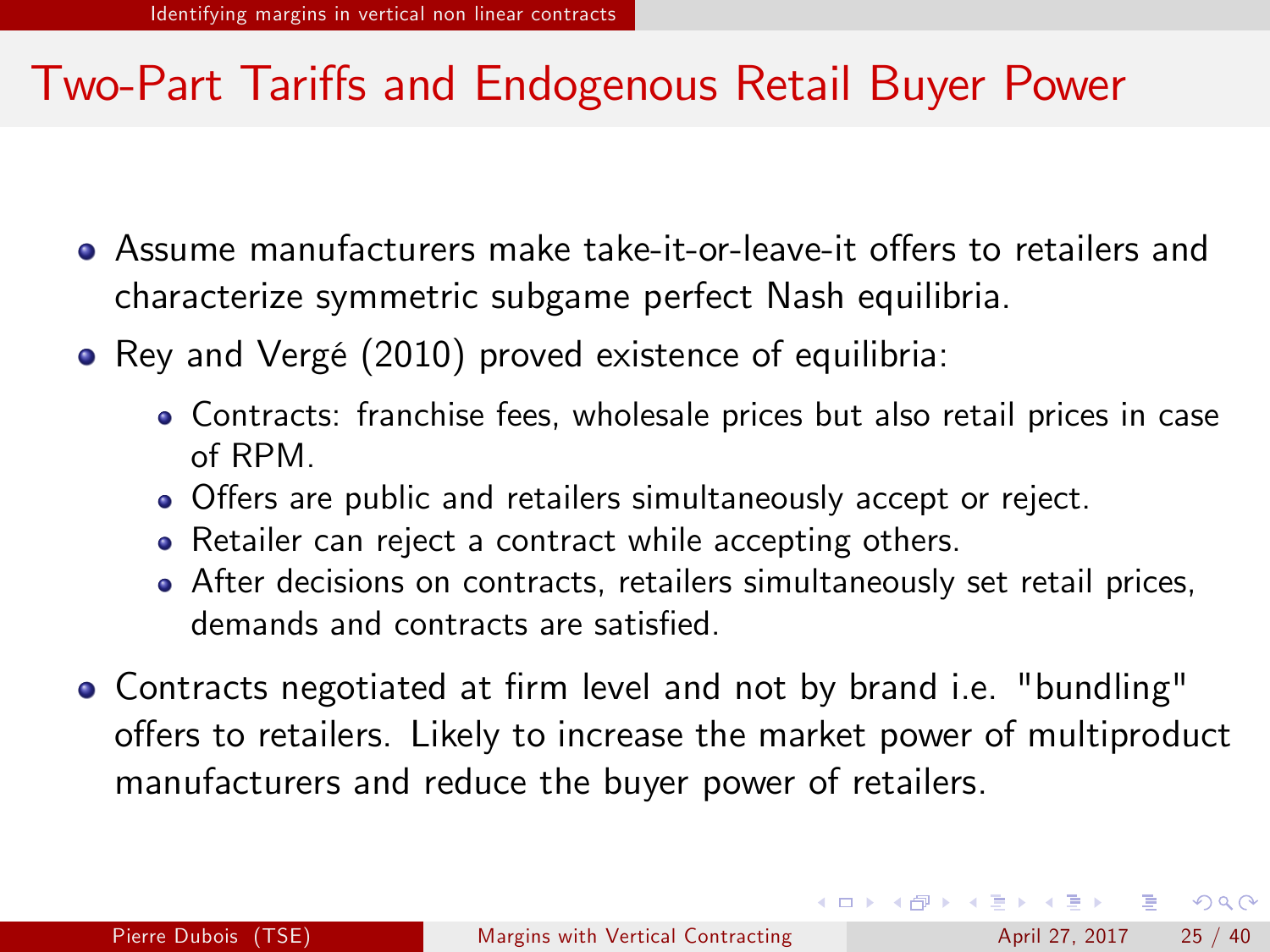# Two-Part Tariffs and Endogenous Retail Buyer Power

- Assume manufacturers make take-it-or-leave-it offers to retailers and characterize symmetric subgame perfect Nash equilibria.
- Rey and Vergé (2010) proved existence of equilibria:
  - Contracts: franchise fees, wholesale prices but also retail prices in case of RPM.
  - Offers are public and retailers simultaneously accept or reject.
  - Retailer can reject a contract while accepting others.
  - After decisions on contracts, retailers simultaneously set retail prices, demands and contracts are satisfied.
- Contracts negotiated at firm level and not by brand i.e. "bundling" offers to retailers. Likely to increase the market power of multiproduct manufacturers and reduce the buyer power of retailers.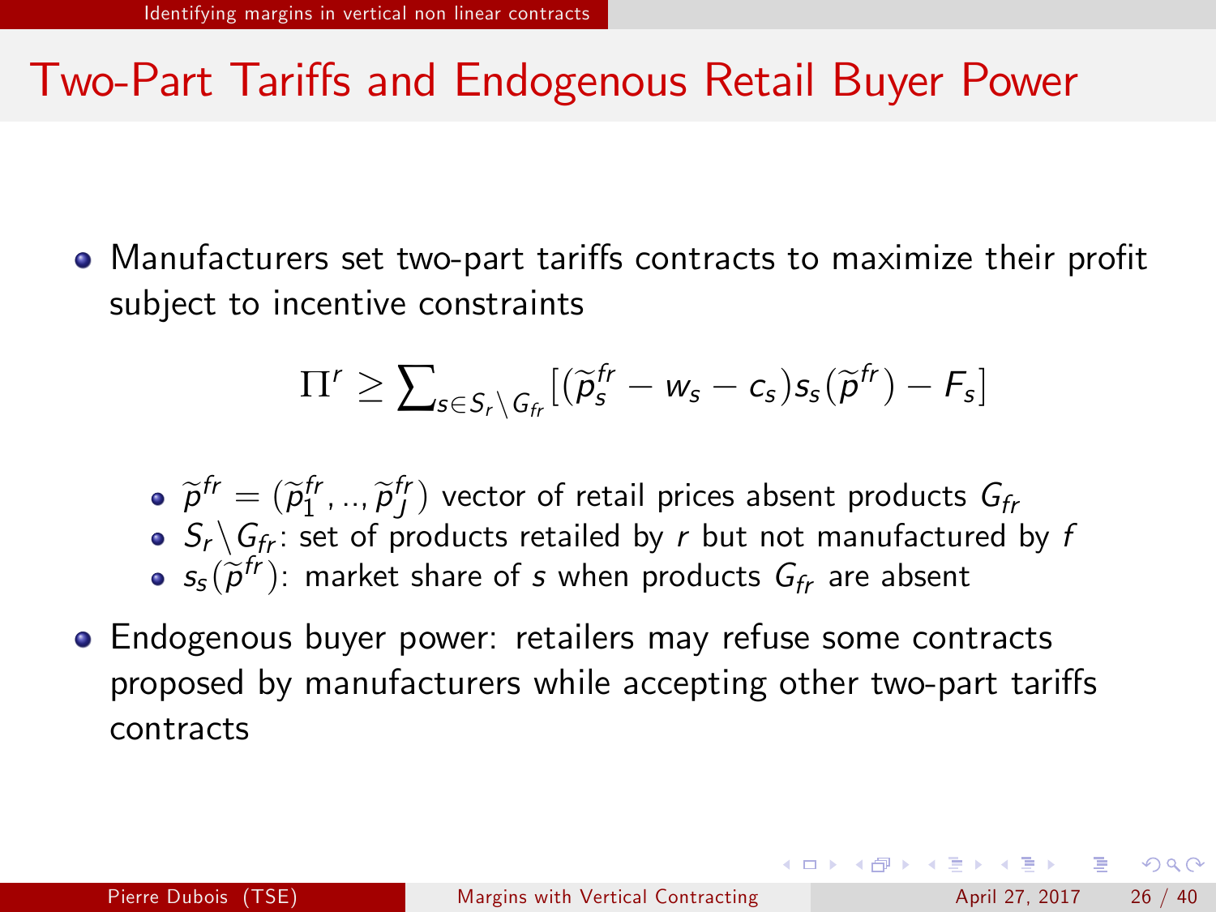# Two-Part Tariffs and Endogenous Retail Buyer Power

- Manufacturers set two-part tariffs contracts to maximize their profit subject to incentive constraints

$$\Pi^r \geq \sum_{s \in S_r \setminus G_{fr}} [(\widetilde{p}_s^{fr} - w_s - c_s) s_s(\widetilde{p}^{fr}) - F_s]$$

  - $\widetilde{p}^{fr} = (\widetilde{p}_1^{fr}, .., \widetilde{p}_J^{fr})$ vector of retail prices absent products $G_{fr}$
  - $S_r \setminus G_{fr}$: set of products retailed by $r$ but not manufactured by $f$
  - $s_s(\widetilde{p}^{fr})$: market share of $s$ when products $G_{fr}$ are absent

- Endogenous buyer power: retailers may refuse some contracts proposed by manufacturers while accepting other two-part tariffs contracts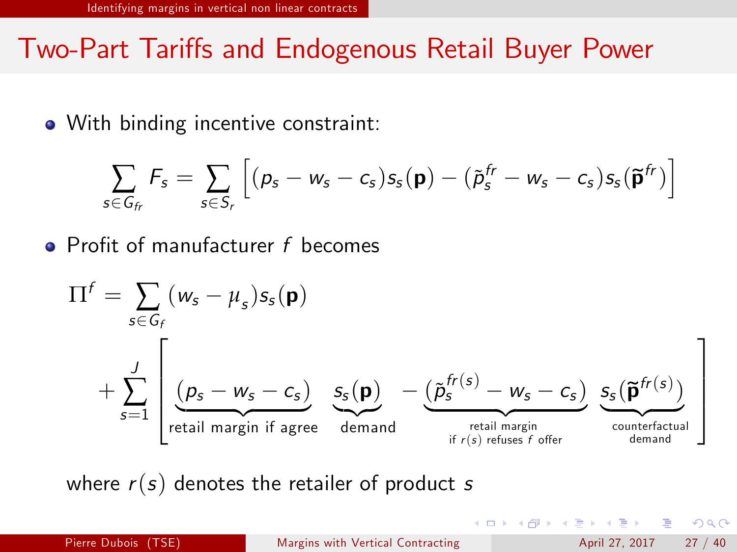# Two-Part Tariffs and Endogenous Retail Buyer Power

- With binding incentive constraint:

$$\sum_{s \in G_{fr}} F_s = \sum_{s \in S_r} \left[ (p_s - w_s - c_s) s_s(\mathbf{p}) - (\tilde{p}_s^{fr} - w_s - c_s) s_s(\tilde{\mathbf{p}}^{fr}) \right]$$

- Profit of manufacturer $f$ becomes

$$\Pi^f = \sum_{s \in G_f} (w_s - \mu_s) s_s(\mathbf{p})$$

$$+ \sum_{s=1}^{J} \left[ \underbrace{(p_s - w_s - c_s)}_{\text{retail margin if agree}} \underbrace{s_s(\mathbf{p})}_{\text{demand}} - \underbrace{(\tilde{p}_s^{fr(s)} - w_s - c_s)}_{\substack{\text{retail margin} \\ \text{if } r(s) \text{ refuses } f \text{ offer}}} \underbrace{s_s(\tilde{\mathbf{p}}^{fr(s)})}_{\substack{\text{counterfactual} \\ \text{demand}}} \right]$$

where $r(s)$ denotes the retailer of product $s$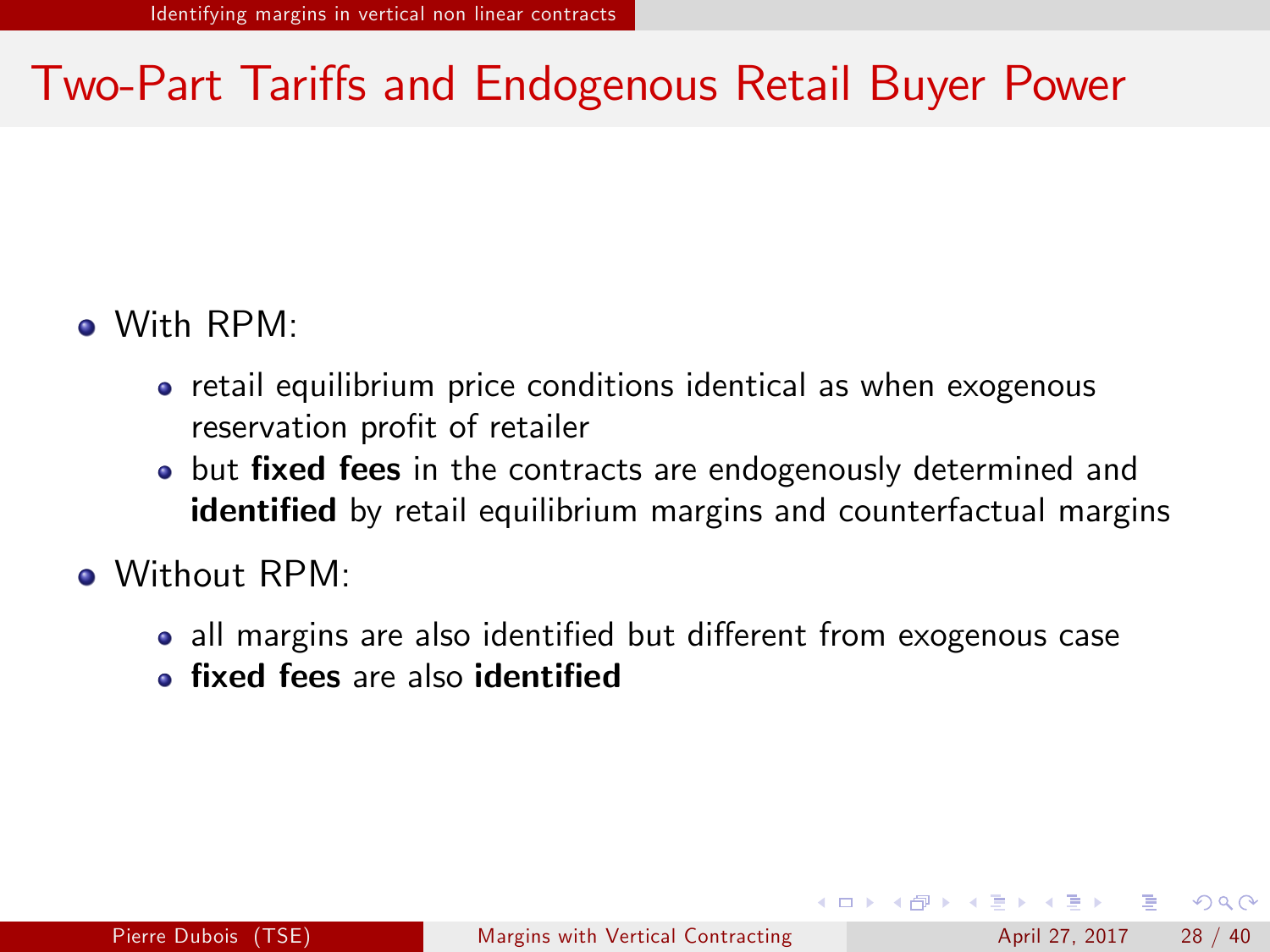# Two-Part Tariffs and Endogenous Retail Buyer Power

- With RPM:
  - retail equilibrium price conditions identical as when exogenous reservation profit of retailer
  - but **fixed fees** in the contracts are endogenously determined and **identified** by retail equilibrium margins and counterfactual margins
- Without RPM:
  - all margins are also identified but different from exogenous case
  - **fixed fees** are also **identified**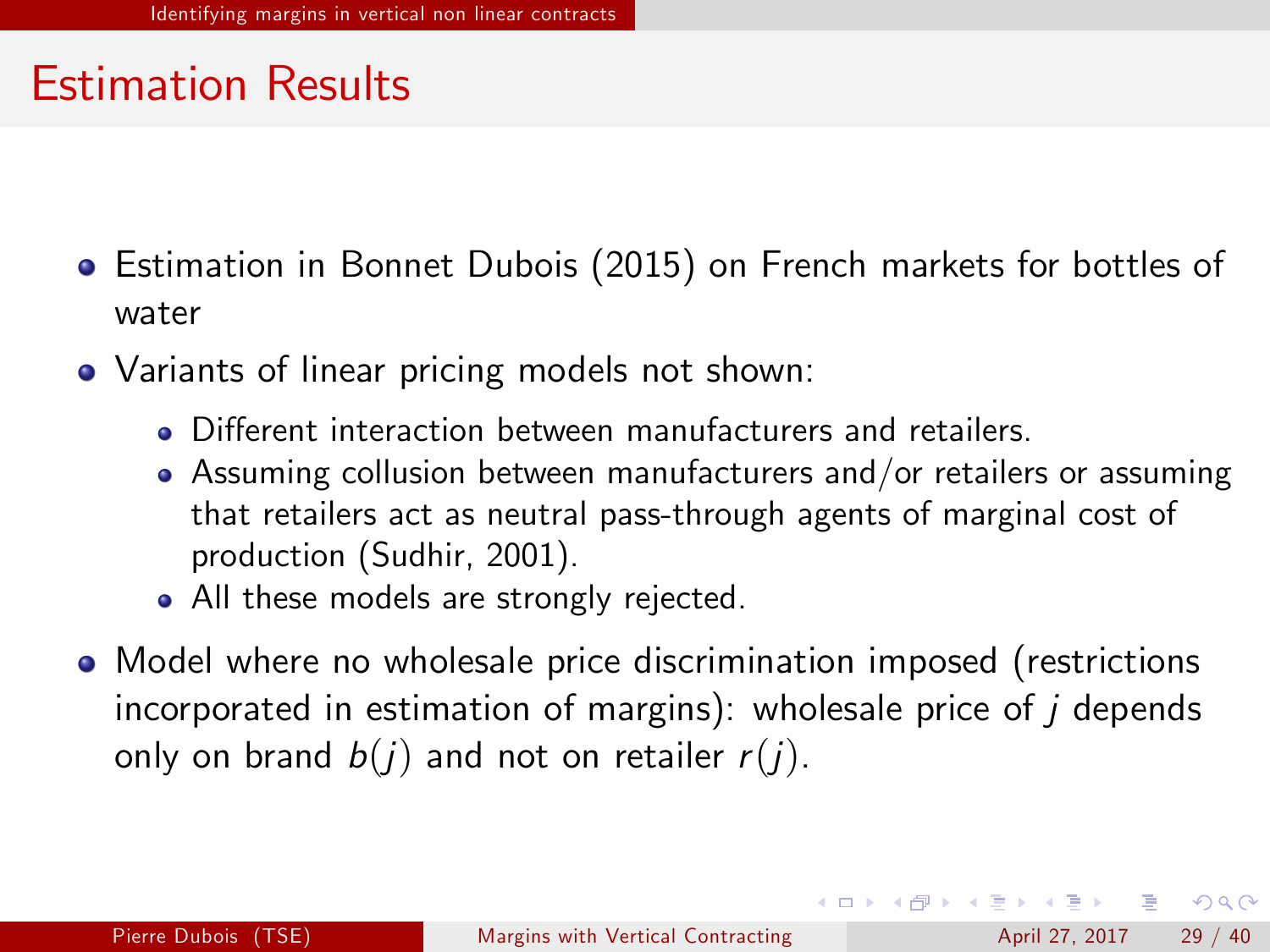# Estimation Results

- Estimation in Bonnet Dubois (2015) on French markets for bottles of water
- Variants of linear pricing models not shown:
  - Different interaction between manufacturers and retailers.
  - Assuming collusion between manufacturers and/or retailers or assuming that retailers act as neutral pass-through agents of marginal cost of production (Sudhir, 2001).
  - All these models are strongly rejected.
- Model where no wholesale price discrimination imposed (restrictions incorporated in estimation of margins): wholesale price of $j$ depends only on brand $b(j)$ and not on retailer $r(j)$.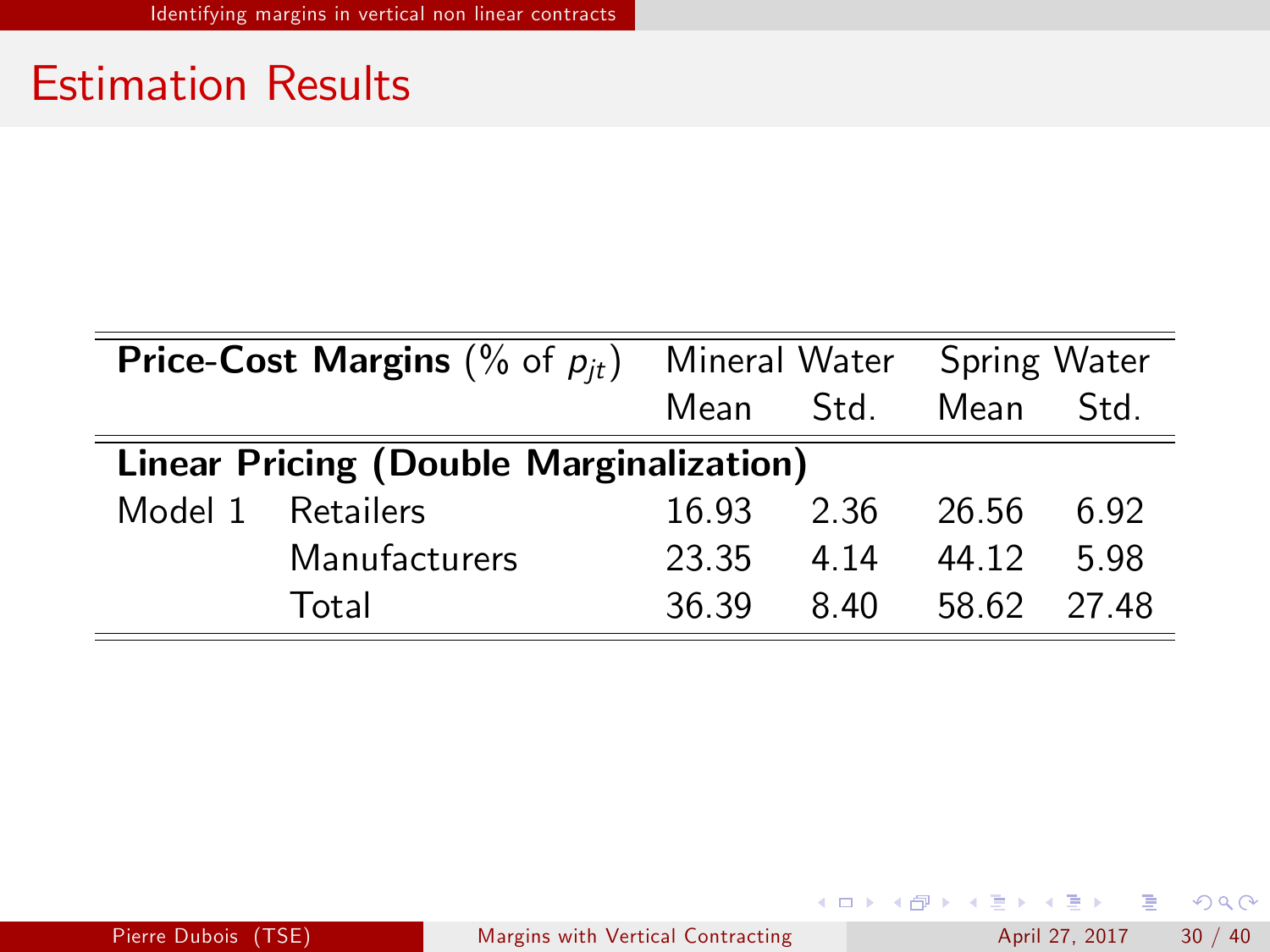# Estimation Results

| **Price-Cost Margins** (% of $p_{jt}$) | | Mineral Water | | Spring Water | |
|---|---|---|---|---|---|
| | | Mean | Std. | Mean | Std. |
| **Linear Pricing (Double Marginalization)** | | | | | |
| Model 1 | Retailers | 16.93 | 2.36 | 26.56 | 6.92 |
| | Manufacturers | 23.35 | 4.14 | 44.12 | 5.98 |
| | Total | 36.39 | 8.40 | 58.62 | 27.48 |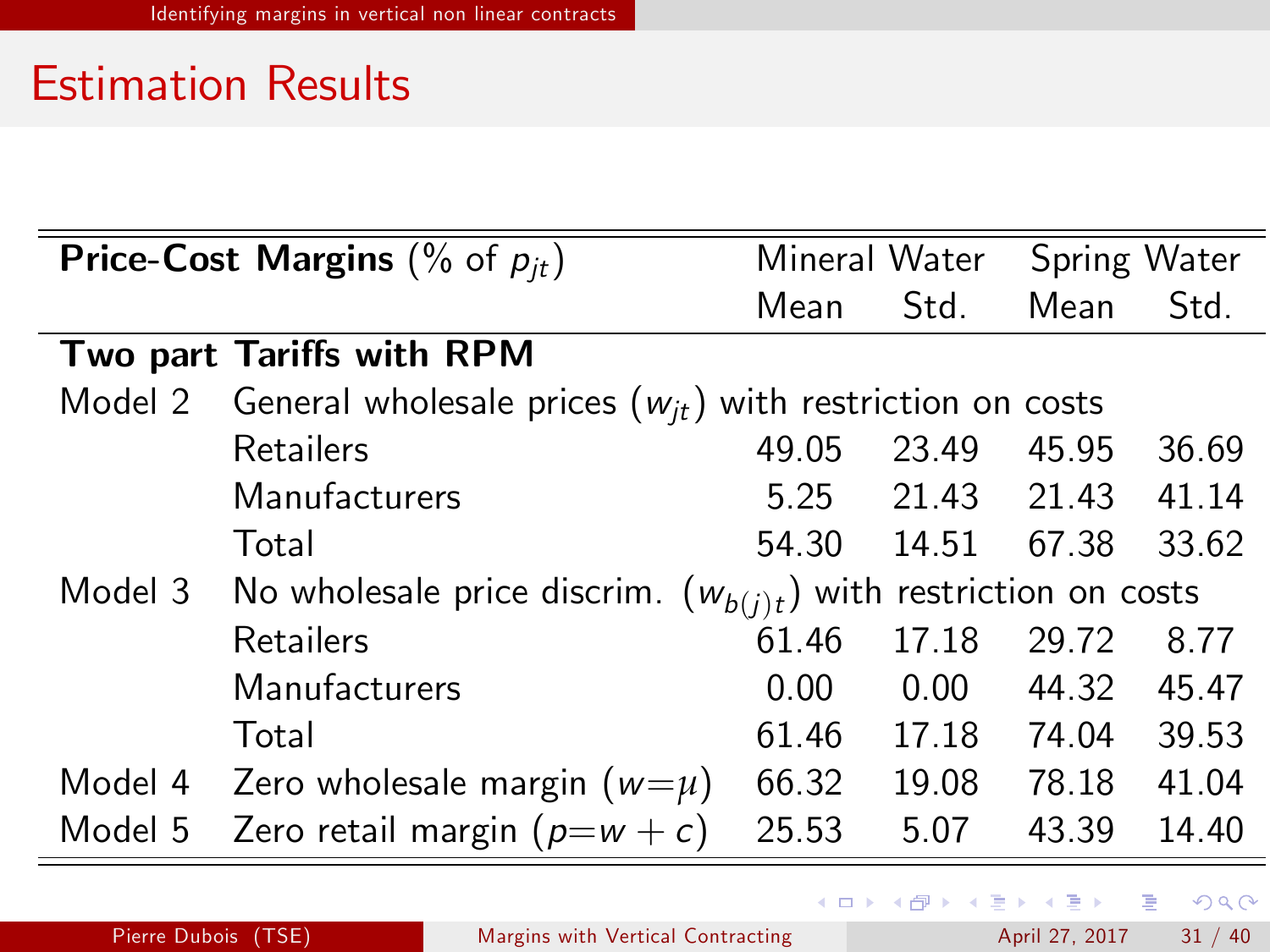# Estimation Results

| **Price-Cost Margins** (% of $p_{jt}$) | | Mineral Water | | Spring Water | |
|---|---|---|---|---|---|
| | | Mean | Std. | Mean | Std. |
| **Two part Tariffs with RPM** | | | | | |
| Model 2 | General wholesale prices ($w_{jt}$) with restriction on costs | | | | |
| | Retailers | 49.05 | 23.49 | 45.95 | 36.69 |
| | Manufacturers | 5.25 | 21.43 | 21.43 | 41.14 |
| | Total | 54.30 | 14.51 | 67.38 | 33.62 |
| Model 3 | No wholesale price discrim. ($w_{b(j)t}$) with restriction on costs | | | | |
| | Retailers | 61.46 | 17.18 | 29.72 | 8.77 |
| | Manufacturers | 0.00 | 0.00 | 44.32 | 45.47 |
| | Total | 61.46 | 17.18 | 74.04 | 39.53 |
| Model 4 | Zero wholesale margin ($w=\mu$) | 66.32 | 19.08 | 78.18 | 41.04 |
| Model 5 | Zero retail margin ($p=w+c$) | 25.53 | 5.07 | 43.39 | 14.40 |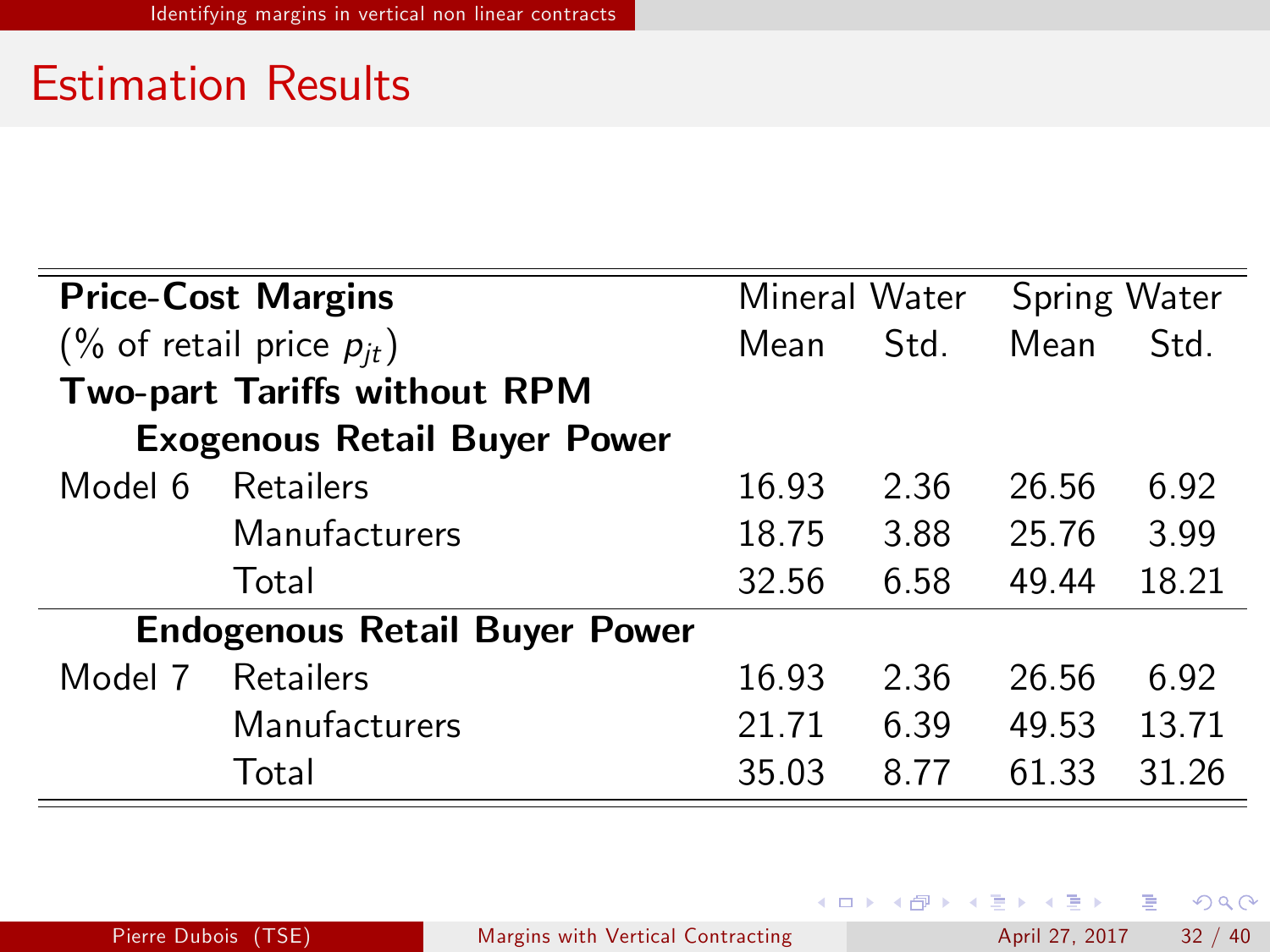## Estimation Results

| **Price-Cost Margins** | | Mineral Water | | Spring Water | |
|---|---|---|---|---|---|
| (% of retail price $p_{jt}$) | | Mean | Std. | Mean | Std. |
| **Two-part Tariffs without RPM** | | | | | |
| **Exogenous Retail Buyer Power** | | | | | |
| Model 6 | Retailers | 16.93 | 2.36 | 26.56 | 6.92 |
| | Manufacturers | 18.75 | 3.88 | 25.76 | 3.99 |
| | Total | 32.56 | 6.58 | 49.44 | 18.21 |
| **Endogenous Retail Buyer Power** | | | | | |
| Model 7 | Retailers | 16.93 | 2.36 | 26.56 | 6.92 |
| | Manufacturers | 21.71 | 6.39 | 49.53 | 13.71 |
| | Total | 35.03 | 8.77 | 61.33 | 31.26 |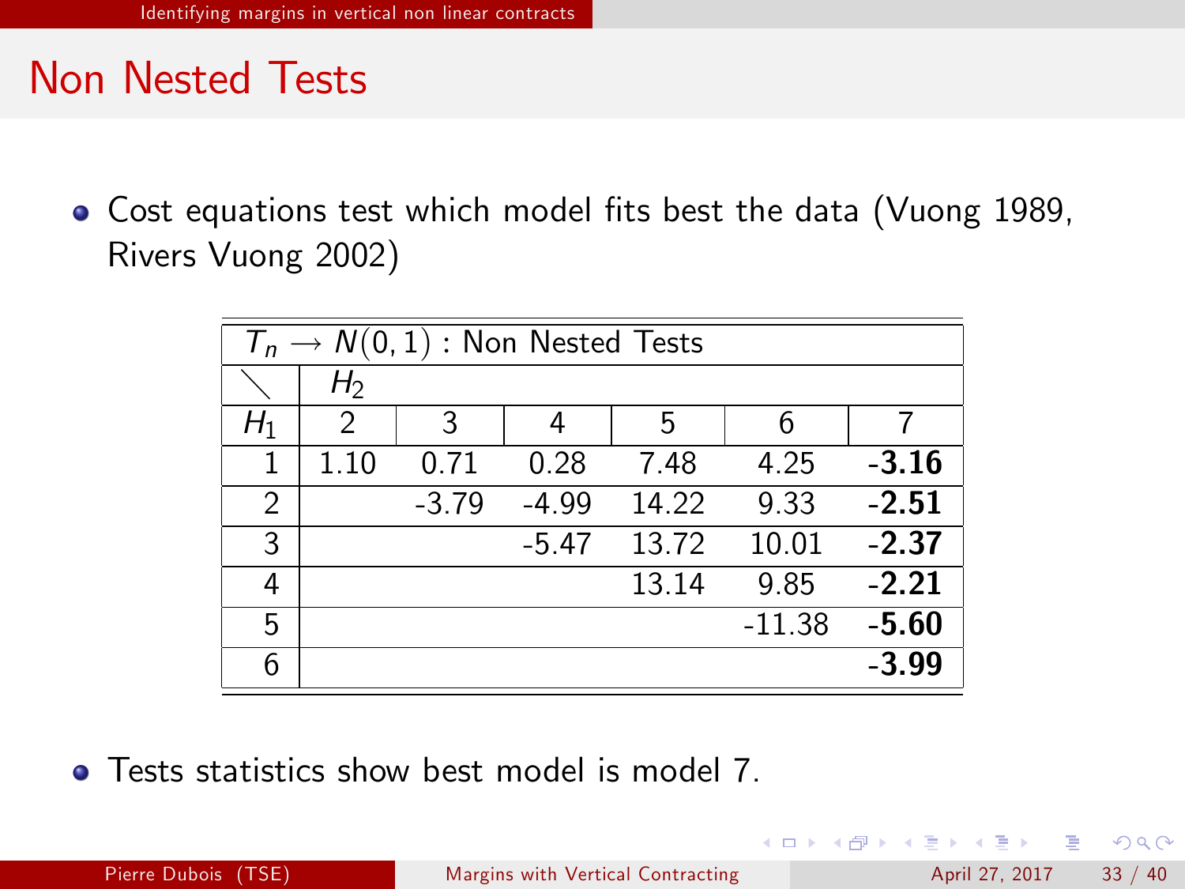# Non Nested Tests

- Cost equations test which model fits best the data (Vuong 1989, Rivers Vuong 2002)

| $T_n \longrightarrow N(0,1)$ : Non Nested Tests | | | | | | |
|---|---|---|---|---|---|---|
| ╲ | $H_2$ | | | | | |
| $H_1$ | 2 | 3 | 4 | 5 | 6 | 7 |
| 1 | 1.10 | 0.71 | 0.28 | 7.48 | 4.25 | **-3.16** |
| 2 | | -3.79 | -4.99 | 14.22 | 9.33 | **-2.51** |
| 3 | | | -5.47 | 13.72 | 10.01 | **-2.37** |
| 4 | | | | 13.14 | 9.85 | **-2.21** |
| 5 | | | | | -11.38 | **-5.60** |
| 6 | | | | | | **-3.99** |

- Tests statistics show best model is model 7.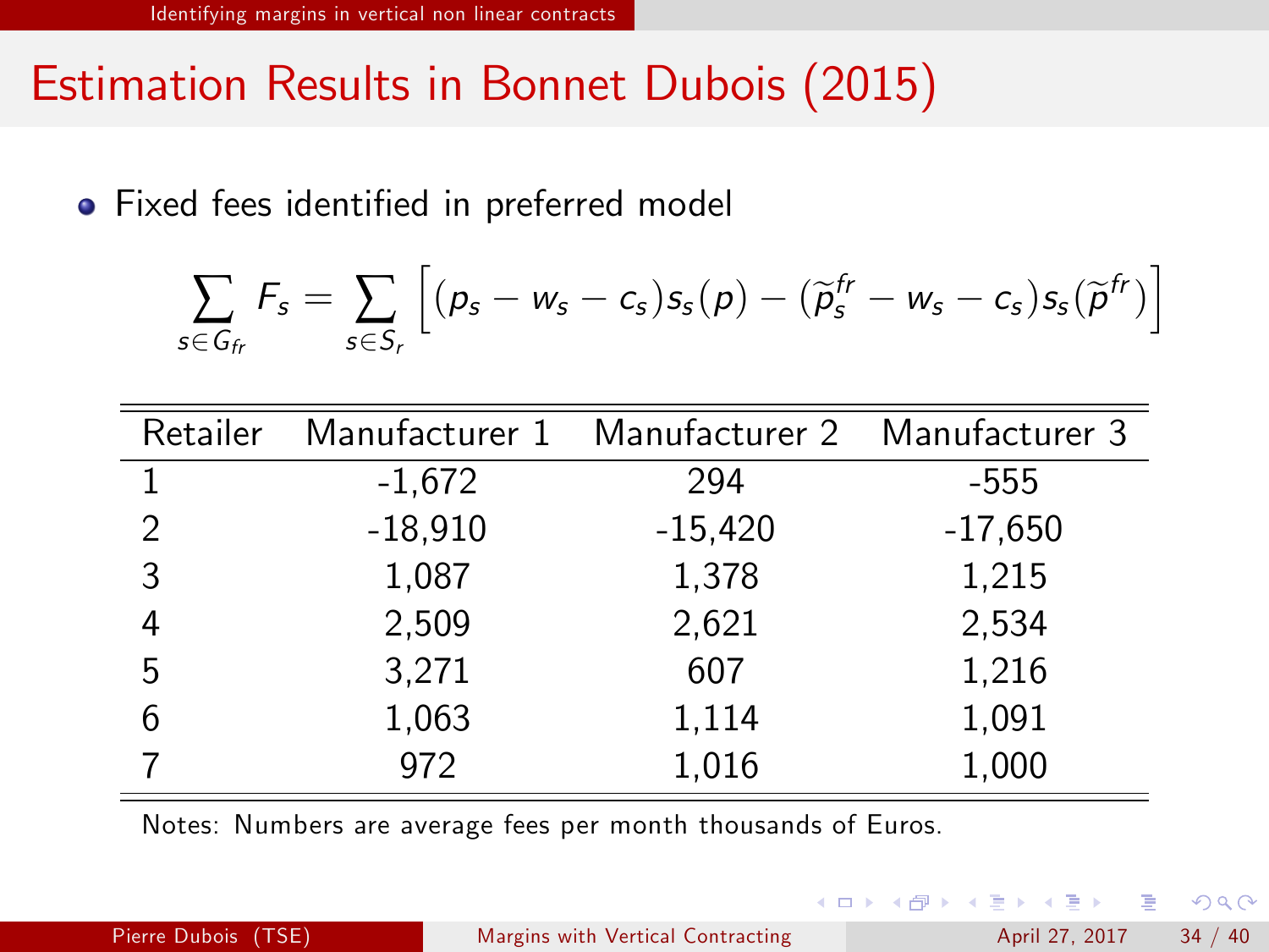# Estimation Results in Bonnet Dubois (2015)

- Fixed fees identified in preferred model

$$\sum_{s \in G_{fr}} F_s = \sum_{s \in S_r} \left[ (p_s - w_s - c_s) s_s(p) - (\widetilde{p}_s^{fr} - w_s - c_s) s_s(\widetilde{p}^{fr}) \right]$$

| Retailer | Manufacturer 1 | Manufacturer 2 | Manufacturer 3 |
|---|---|---|---|
| 1 | -1,672 | 294 | -555 |
| 2 | -18,910 | -15,420 | -17,650 |
| 3 | 1,087 | 1,378 | 1,215 |
| 4 | 2,509 | 2,621 | 2,534 |
| 5 | 3,271 | 607 | 1,216 |
| 6 | 1,063 | 1,114 | 1,091 |
| 7 | 972 | 1,016 | 1,000 |

Notes: Numbers are average fees per month thousands of Euros.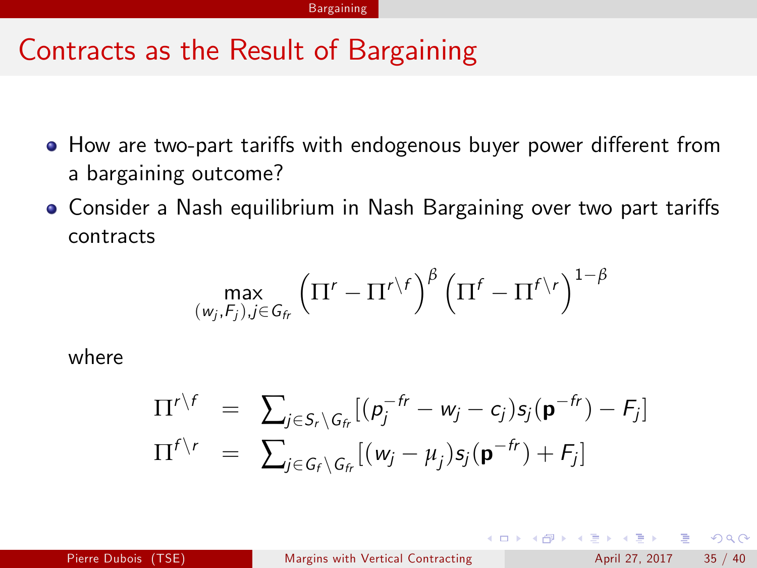# Contracts as the Result of Bargaining

- How are two-part tariffs with endogenous buyer power different from a bargaining outcome?
- Consider a Nash equilibrium in Nash Bargaining over two part tariffs contracts

$$\max_{(w_j,F_j),j\in G_{fr}} \left(\Pi^r - \Pi^{r\backslash f}\right)^\beta \left(\Pi^f - \Pi^{f\backslash r}\right)^{1-\beta}$$

where

$$\begin{aligned}
\Pi^{r\backslash f} &= \textstyle\sum_{j\in S_r\backslash G_{fr}}[(p_j^{-fr} - w_j - c_j)s_j(\mathbf{p}^{-fr}) - F_j] \\
\Pi^{f\backslash r} &= \textstyle\sum_{j\in G_f\backslash G_{fr}}[(w_j - \mu_j)s_j(\mathbf{p}^{-fr}) + F_j]
\end{aligned}$$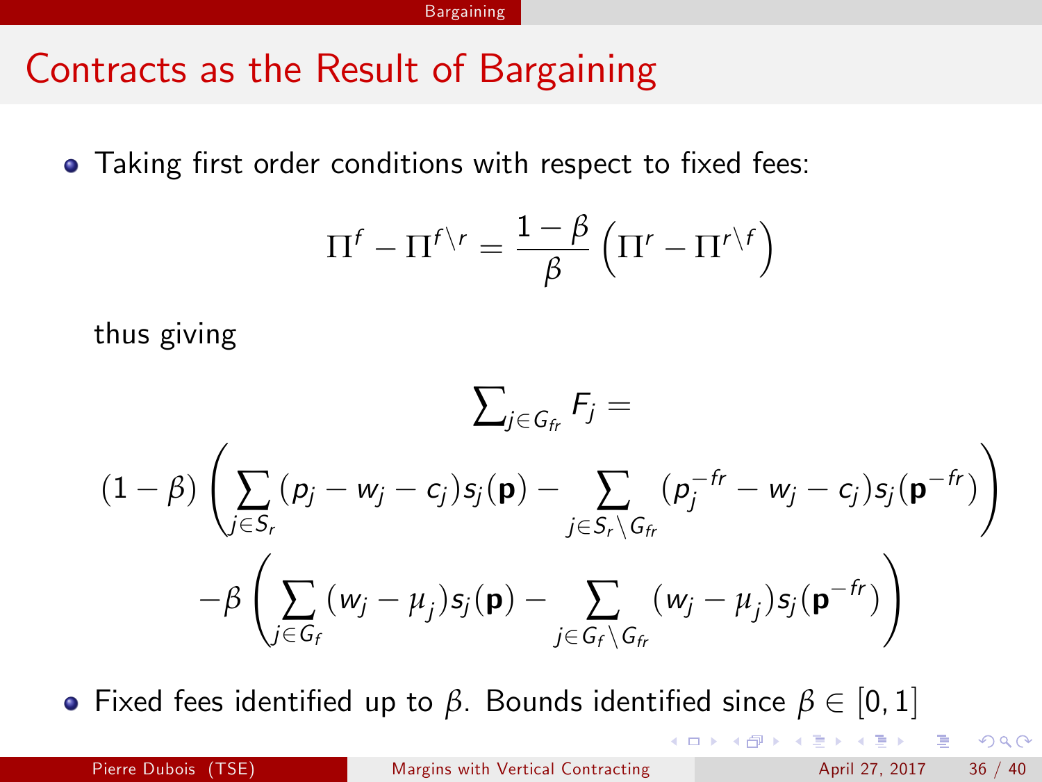# Contracts as the Result of Bargaining

- Taking first order conditions with respect to fixed fees:

$$\Pi^f - \Pi^{f\setminus r} = \frac{1-\beta}{\beta}\left(\Pi^r - \Pi^{r\setminus f}\right)$$

thus giving

$$\sum_{j\in G_{fr}} F_j =$$

$$(1-\beta)\left(\sum_{j\in S_r}(p_j - w_j - c_j)s_j(\mathbf{p}) - \sum_{j\in S_r\setminus G_{fr}}(p_j^{-fr} - w_j - c_j)s_j(\mathbf{p}^{-fr})\right)$$

$$-\beta\left(\sum_{j\in G_f}(w_j - \mu_j)s_j(\mathbf{p}) - \sum_{j\in G_f\setminus G_{fr}}(w_j - \mu_j)s_j(\mathbf{p}^{-fr})\right)$$

- Fixed fees identified up to $\beta$. Bounds identified since $\beta \in [0,1]$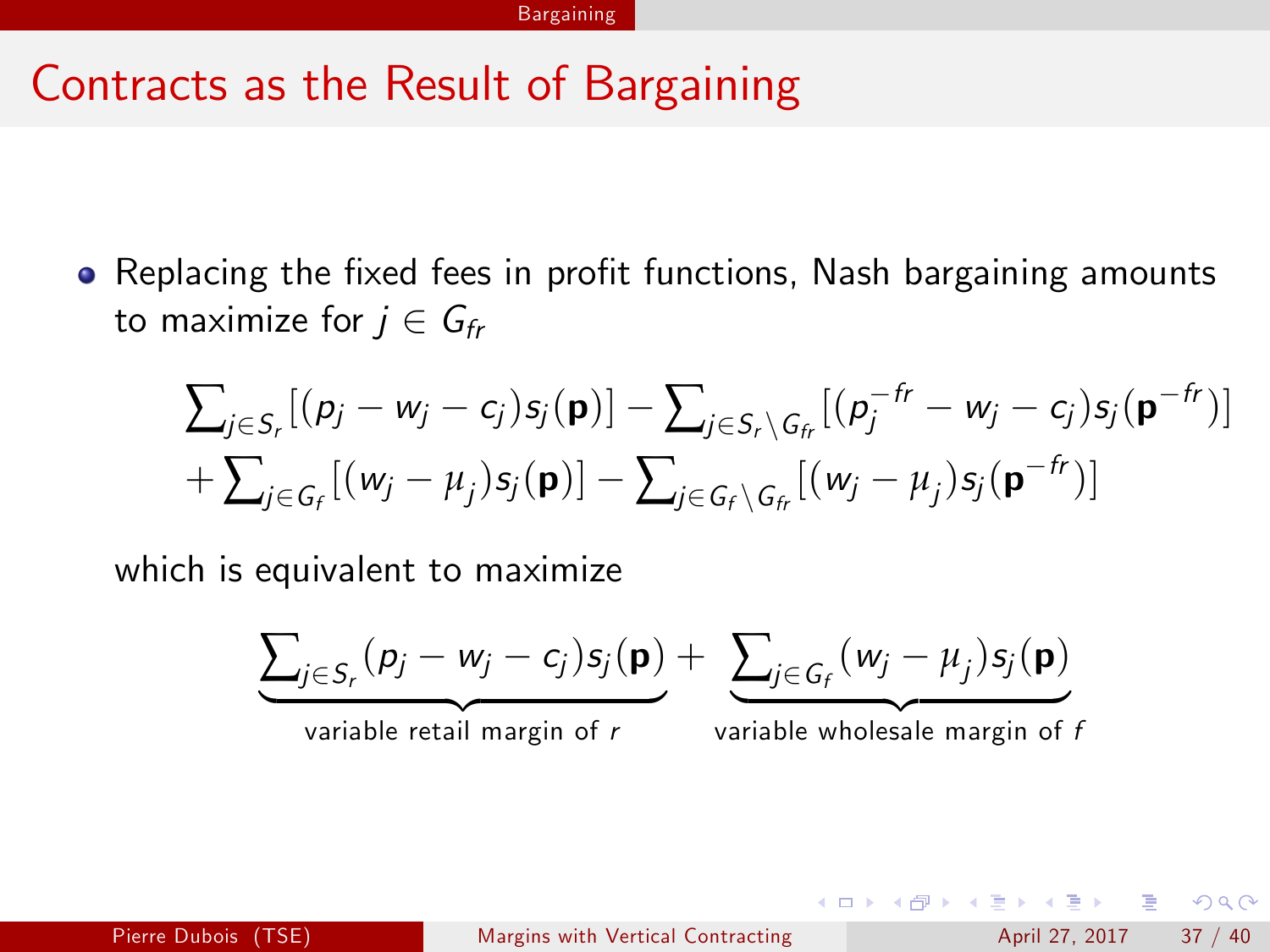# Contracts as the Result of Bargaining

- Replacing the fixed fees in profit functions, Nash bargaining amounts to maximize for $j \in G_{fr}$

$$
\begin{aligned}
&\sum\nolimits_{j \in S_r} [(p_j - w_j - c_j) s_j(\mathbf{p})] - \sum\nolimits_{j \in S_r \setminus G_{fr}} [(p_j^{-fr} - w_j - c_j) s_j(\mathbf{p}^{-fr})] \\
&+ \sum\nolimits_{j \in G_f} [(w_j - \mu_j) s_j(\mathbf{p})] - \sum\nolimits_{j \in G_f \setminus G_{fr}} [(w_j - \mu_j) s_j(\mathbf{p}^{-fr})]
\end{aligned}
$$

which is equivalent to maximize

$$
\underbrace{\sum\nolimits_{j \in S_r} (p_j - w_j - c_j) s_j(\mathbf{p})}_{\text{variable retail margin of } r} + \underbrace{\sum\nolimits_{j \in G_f} (w_j - \mu_j) s_j(\mathbf{p})}_{\text{variable wholesale margin of } f}
$$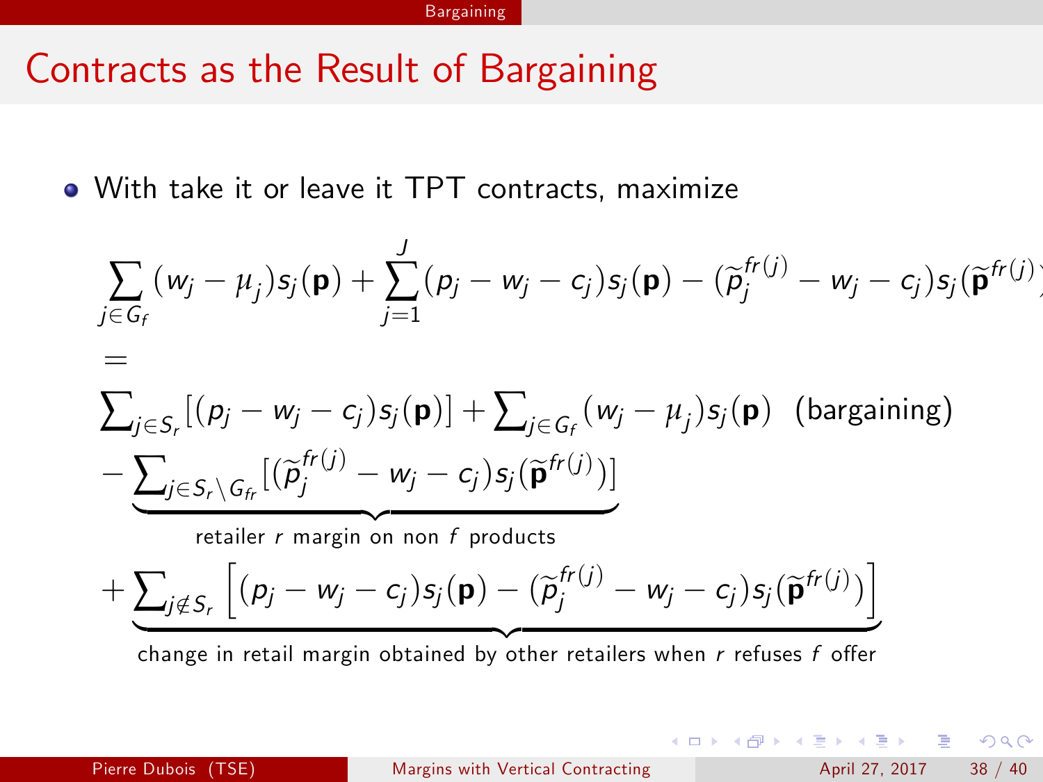# Contracts as the Result of Bargaining

- With take it or leave it TPT contracts, maximize

$$
\sum_{j \in G_f} (w_j - \mu_j) s_j(\mathbf{p}) + \sum_{j=1}^{J} (p_j - w_j - c_j) s_j(\mathbf{p}) - (\widetilde{p}_j^{fr(j)} - w_j - c_j) s_j(\widetilde{\mathbf{p}}^{fr(j)})
$$

$$
=
$$

$$
\sum_{j \in S_r} [(p_j - w_j - c_j) s_j(\mathbf{p})] + \sum_{j \in G_f} (w_j - \mu_j) s_j(\mathbf{p}) \quad \text{(bargaining)}
$$

$$
- \underbrace{\sum_{j \in S_r \setminus G_{fr}} [(\widetilde{p}_j^{fr(j)} - w_j - c_j) s_j(\widetilde{\mathbf{p}}^{fr(j)})]}_{\text{retailer } r \text{ margin on non } f \text{ products}}
$$

$$
+ \underbrace{\sum_{j \notin S_r} \left[ (p_j - w_j - c_j) s_j(\mathbf{p}) - (\widetilde{p}_j^{fr(j)} - w_j - c_j) s_j(\widetilde{\mathbf{p}}^{fr(j)}) \right]}_{\text{change in retail margin obtained by other retailers when } r \text{ refuses } f \text{ offer}}
$$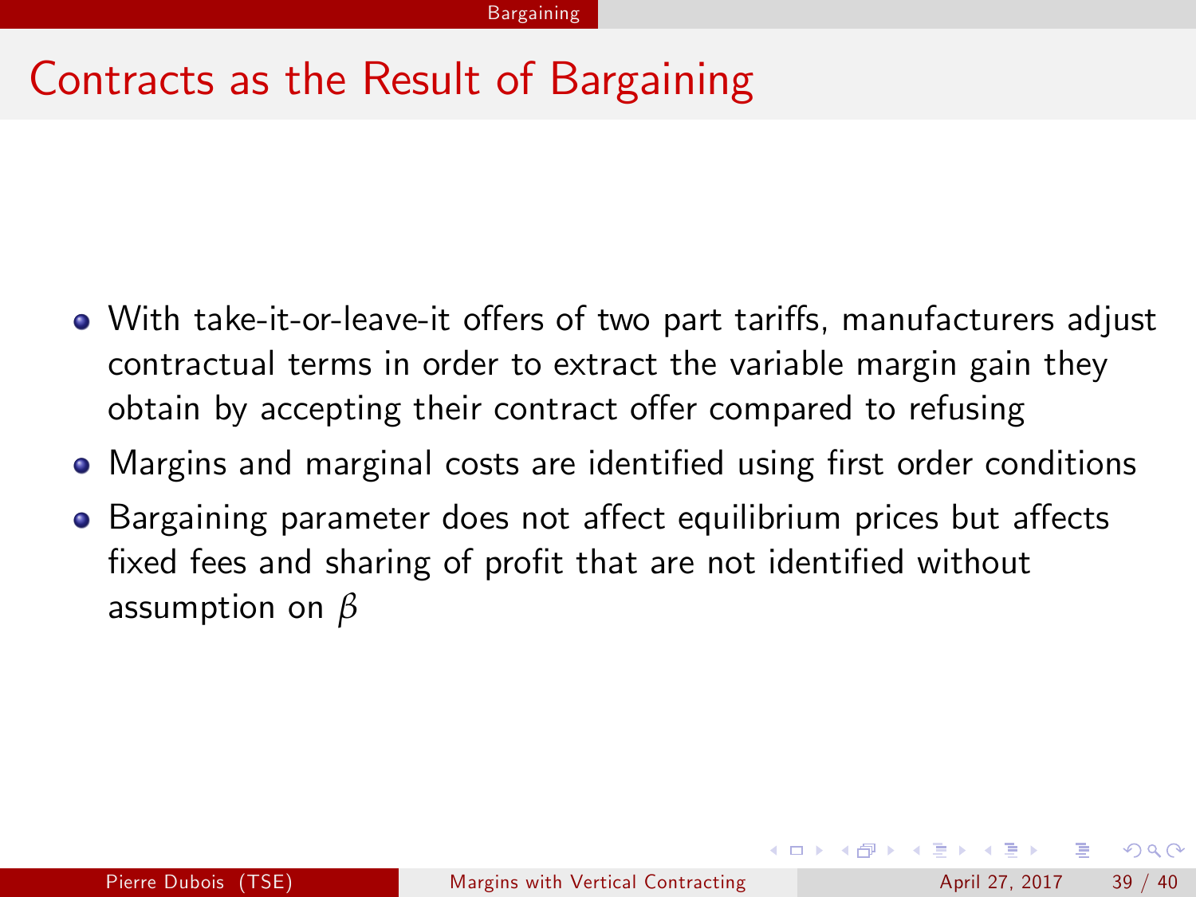# Contracts as the Result of Bargaining

- With take-it-or-leave-it offers of two part tariffs, manufacturers adjust contractual terms in order to extract the variable margin gain they obtain by accepting their contract offer compared to refusing
- Margins and marginal costs are identified using first order conditions
- Bargaining parameter does not affect equilibrium prices but affects fixed fees and sharing of profit that are not identified without assumption on $\beta$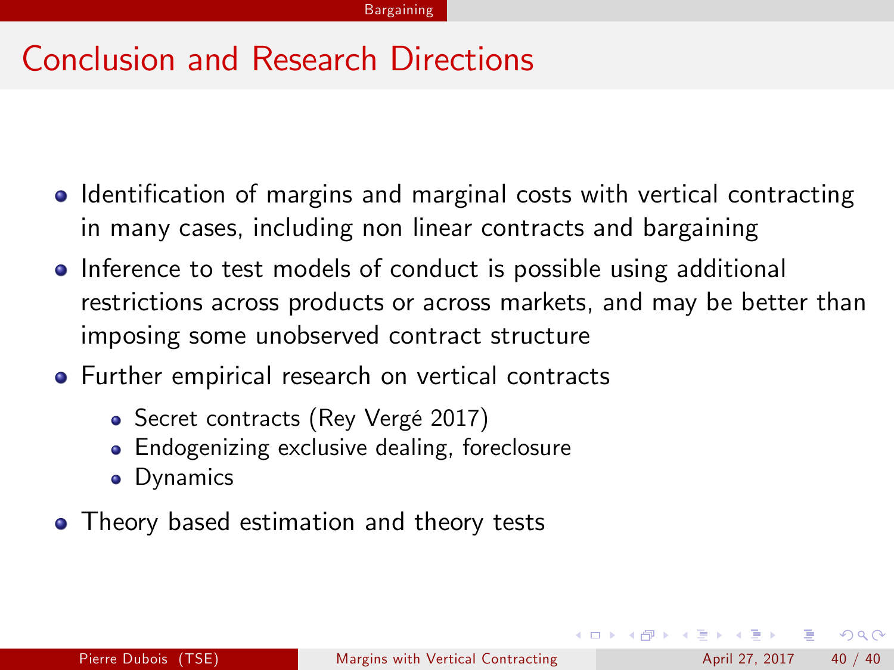# Conclusion and Research Directions

- Identification of margins and marginal costs with vertical contracting in many cases, including non linear contracts and bargaining
- Inference to test models of conduct is possible using additional restrictions across products or across markets, and may be better than imposing some unobserved contract structure
- Further empirical research on vertical contracts
  - Secret contracts (Rey Vergé 2017)
  - Endogenizing exclusive dealing, foreclosure
  - Dynamics
- Theory based estimation and theory tests